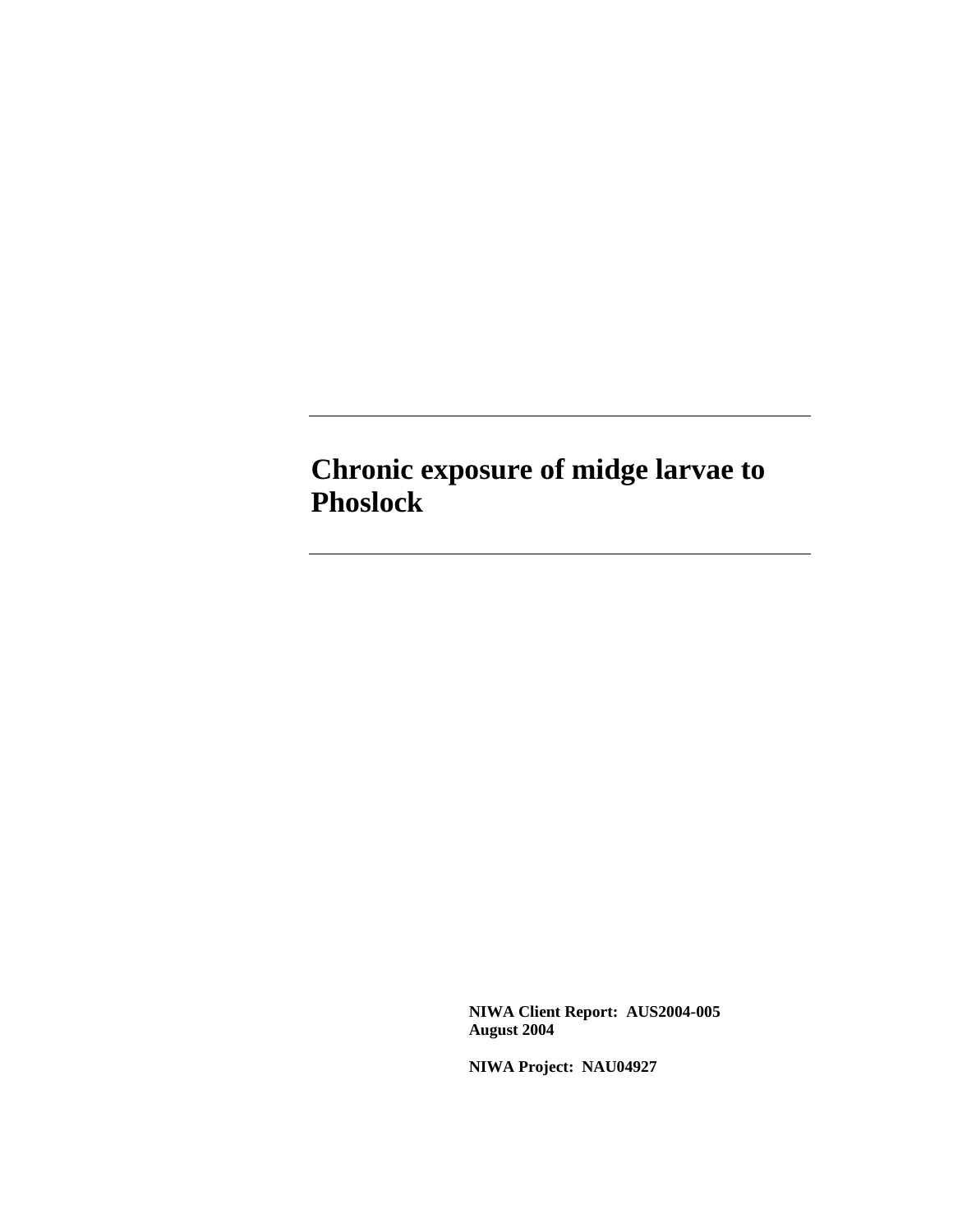# Chronic exposure of midge larvae to Phoslock

**NIWA Client Report: AUS2004-005**
**August 2004**

**NIWA Project: NAU04927**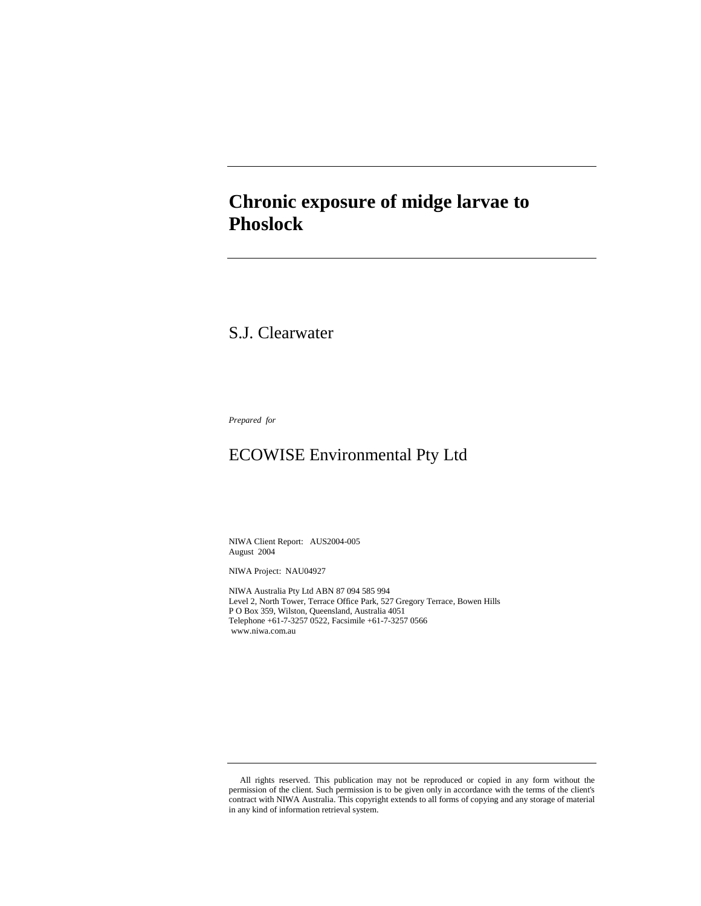# Chronic exposure of midge larvae to Phoslock

S.J. Clearwater

*Prepared for*

ECOWISE Environmental Pty Ltd

NIWA Client Report: AUS2004-005
August 2004

NIWA Project: NAU04927

NIWA Australia Pty Ltd ABN 87 094 585 994
Level 2, North Tower, Terrace Office Park, 527 Gregory Terrace, Bowen Hills
P O Box 359, Wilston, Queensland, Australia 4051
Telephone +61-7-3257 0522, Facsimile +61-7-3257 0566
www.niwa.com.au

All rights reserved. This publication may not be reproduced or copied in any form without the permission of the client. Such permission is to be given only in accordance with the terms of the client's contract with NIWA Australia. This copyright extends to all forms of copying and any storage of material in any kind of information retrieval system.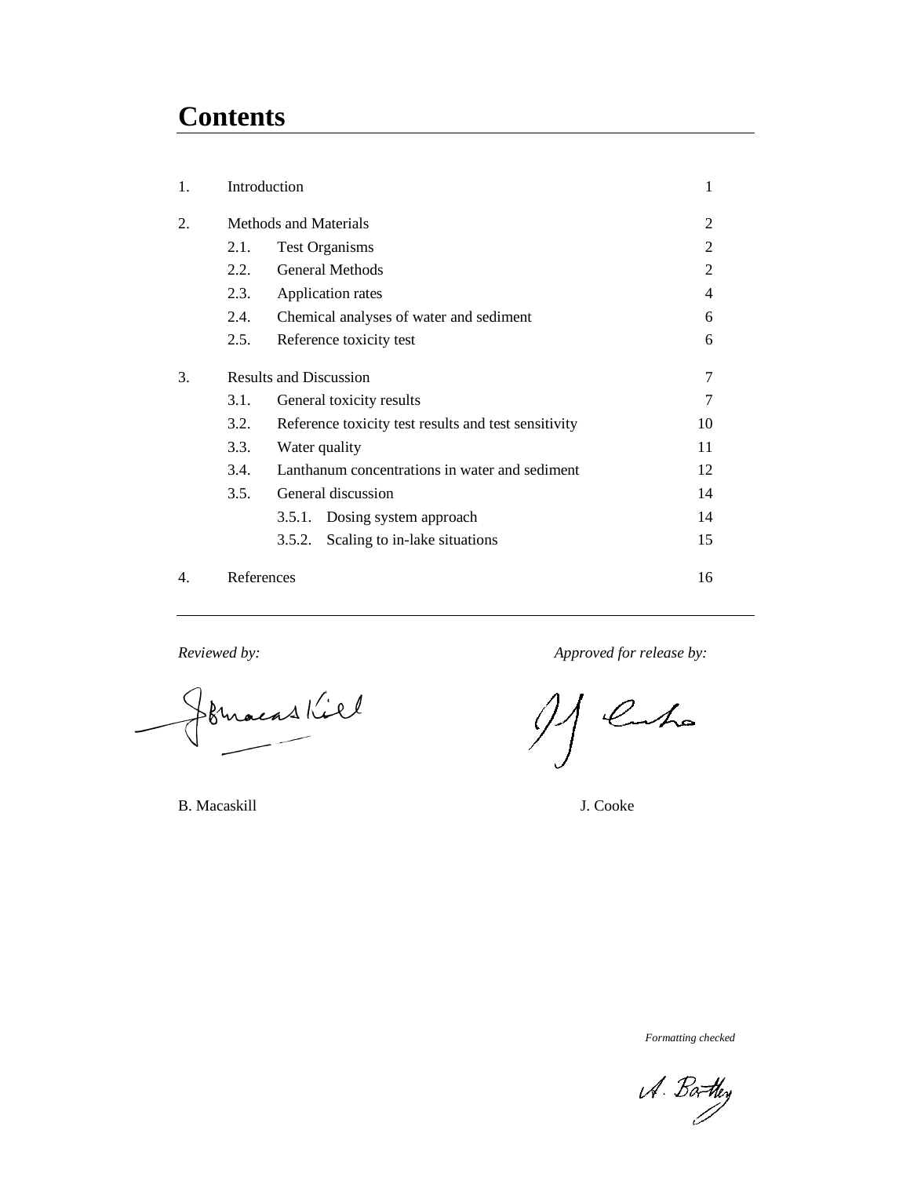# Contents

| | | | |
|---|---|---|---|
| 1. | Introduction | | 1 |
| 2. | Methods and Materials | | 2 |
| | 2.1. | Test Organisms | 2 |
| | 2.2. | General Methods | 2 |
| | 2.3. | Application rates | 4 |
| | 2.4. | Chemical analyses of water and sediment | 6 |
| | 2.5. | Reference toxicity test | 6 |
| 3. | Results and Discussion | | 7 |
| | 3.1. | General toxicity results | 7 |
| | 3.2. | Reference toxicity test results and test sensitivity | 10 |
| | 3.3. | Water quality | 11 |
| | 3.4. | Lanthanum concentrations in water and sediment | 12 |
| | 3.5. | General discussion | 14 |
| | | 3.5.1. Dosing system approach | 14 |
| | | 3.5.2. Scaling to in-lake situations | 15 |
| 4. | References | | 16 |

*Reviewed by:*

B. Macaskill

*Approved for release by:*

J. Cooke

*Formatting checked*

A. Bartley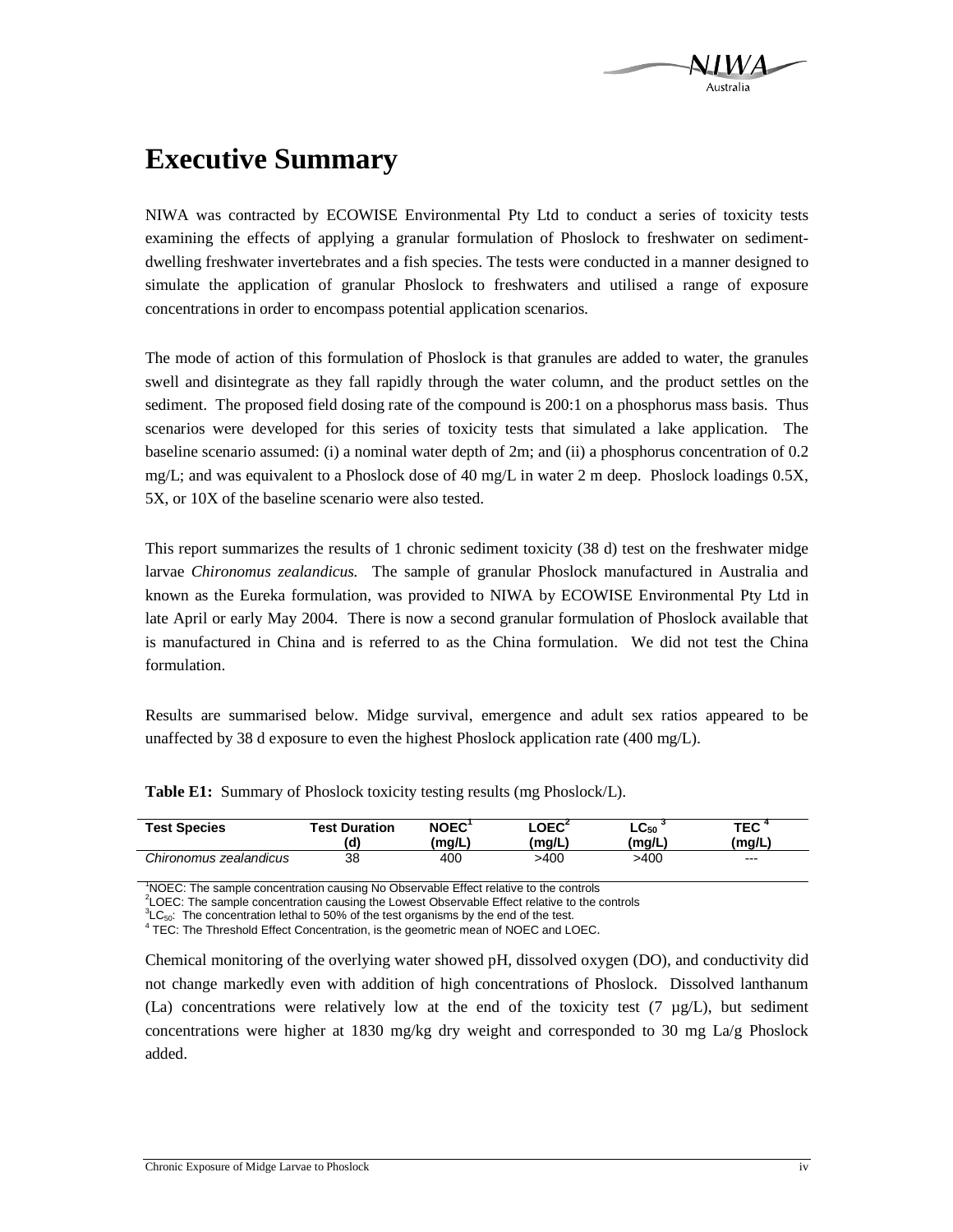# Executive Summary

NIWA was contracted by ECOWISE Environmental Pty Ltd to conduct a series of toxicity tests examining the effects of applying a granular formulation of Phoslock to freshwater on sediment-dwelling freshwater invertebrates and a fish species. The tests were conducted in a manner designed to simulate the application of granular Phoslock to freshwaters and utilised a range of exposure concentrations in order to encompass potential application scenarios.

The mode of action of this formulation of Phoslock is that granules are added to water, the granules swell and disintegrate as they fall rapidly through the water column, and the product settles on the sediment. The proposed field dosing rate of the compound is 200:1 on a phosphorus mass basis. Thus scenarios were developed for this series of toxicity tests that simulated a lake application. The baseline scenario assumed: (i) a nominal water depth of 2m; and (ii) a phosphorus concentration of 0.2 mg/L; and was equivalent to a Phoslock dose of 40 mg/L in water 2 m deep. Phoslock loadings 0.5X, 5X, or 10X of the baseline scenario were also tested.

This report summarizes the results of 1 chronic sediment toxicity (38 d) test on the freshwater midge larvae *Chironomus zealandicus.* The sample of granular Phoslock manufactured in Australia and known as the Eureka formulation, was provided to NIWA by ECOWISE Environmental Pty Ltd in late April or early May 2004. There is now a second granular formulation of Phoslock available that is manufactured in China and is referred to as the China formulation. We did not test the China formulation.

Results are summarised below. Midge survival, emergence and adult sex ratios appeared to be unaffected by 38 d exposure to even the highest Phoslock application rate (400 mg/L).

**Table E1:** Summary of Phoslock toxicity testing results (mg Phoslock/L).

| Test Species | Test Duration (d) | NOEC[1] (mg/L) | LOEC[2] (mg/L) | $LC_{50}$ [3] (mg/L) | TEC [4] (mg/L) |
|---|---|---|---|---|---|
| *Chironomus zealandicus* | 38 | 400 | >400 | >400 | --- |

[1]NOEC: The sample concentration causing No Observable Effect relative to the controls
[2]LOEC: The sample concentration causing the Lowest Observable Effect relative to the controls
[3]$LC_{50}$: The concentration lethal to 50% of the test organisms by the end of the test.
[4] TEC: The Threshold Effect Concentration, is the geometric mean of NOEC and LOEC.

Chemical monitoring of the overlying water showed pH, dissolved oxygen (DO), and conductivity did not change markedly even with addition of high concentrations of Phoslock. Dissolved lanthanum (La) concentrations were relatively low at the end of the toxicity test (7 µg/L), but sediment concentrations were higher at 1830 mg/kg dry weight and corresponded to 30 mg La/g Phoslock added.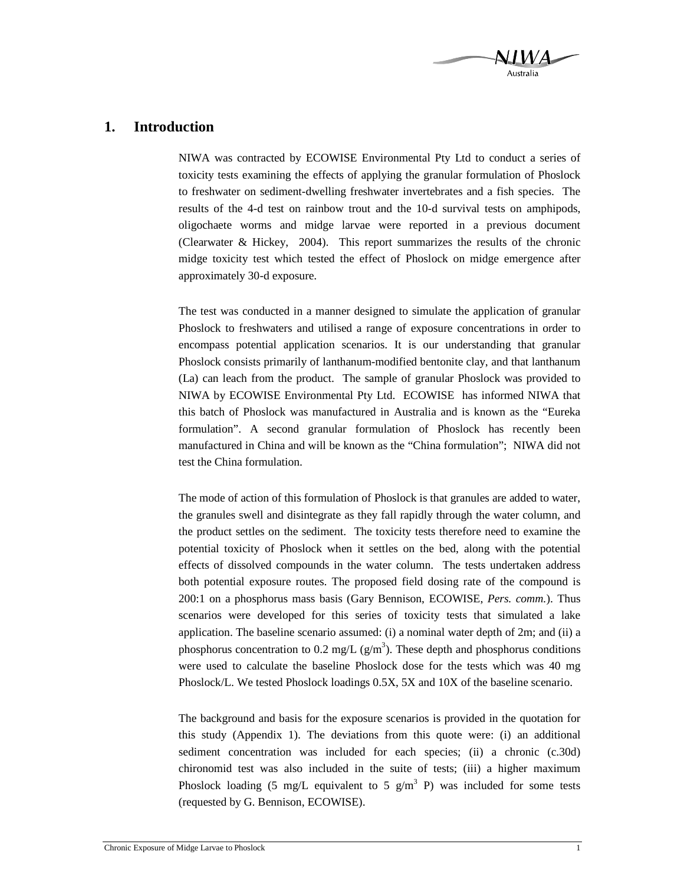# 1. Introduction

NIWA was contracted by ECOWISE Environmental Pty Ltd to conduct a series of toxicity tests examining the effects of applying the granular formulation of Phoslock to freshwater on sediment-dwelling freshwater invertebrates and a fish species. The results of the 4-d test on rainbow trout and the 10-d survival tests on amphipods, oligochaete worms and midge larvae were reported in a previous document (Clearwater & Hickey, 2004). This report summarizes the results of the chronic midge toxicity test which tested the effect of Phoslock on midge emergence after approximately 30-d exposure.

The test was conducted in a manner designed to simulate the application of granular Phoslock to freshwaters and utilised a range of exposure concentrations in order to encompass potential application scenarios. It is our understanding that granular Phoslock consists primarily of lanthanum-modified bentonite clay, and that lanthanum (La) can leach from the product. The sample of granular Phoslock was provided to NIWA by ECOWISE Environmental Pty Ltd. ECOWISE has informed NIWA that this batch of Phoslock was manufactured in Australia and is known as the "Eureka formulation". A second granular formulation of Phoslock has recently been manufactured in China and will be known as the "China formulation"; NIWA did not test the China formulation.

The mode of action of this formulation of Phoslock is that granules are added to water, the granules swell and disintegrate as they fall rapidly through the water column, and the product settles on the sediment. The toxicity tests therefore need to examine the potential toxicity of Phoslock when it settles on the bed, along with the potential effects of dissolved compounds in the water column. The tests undertaken address both potential exposure routes. The proposed field dosing rate of the compound is 200:1 on a phosphorus mass basis (Gary Bennison, ECOWISE, *Pers. comm.*). Thus scenarios were developed for this series of toxicity tests that simulated a lake application. The baseline scenario assumed: (i) a nominal water depth of 2m; and (ii) a phosphorus concentration to 0.2 mg/L ($g/m^3$). These depth and phosphorus conditions were used to calculate the baseline Phoslock dose for the tests which was 40 mg Phoslock/L. We tested Phoslock loadings 0.5X, 5X and 10X of the baseline scenario.

The background and basis for the exposure scenarios is provided in the quotation for this study (Appendix 1). The deviations from this quote were: (i) an additional sediment concentration was included for each species; (ii) a chronic (c.30d) chironomid test was also included in the suite of tests; (iii) a higher maximum Phoslock loading (5 mg/L equivalent to 5 $g/m^3$ P) was included for some tests (requested by G. Bennison, ECOWISE).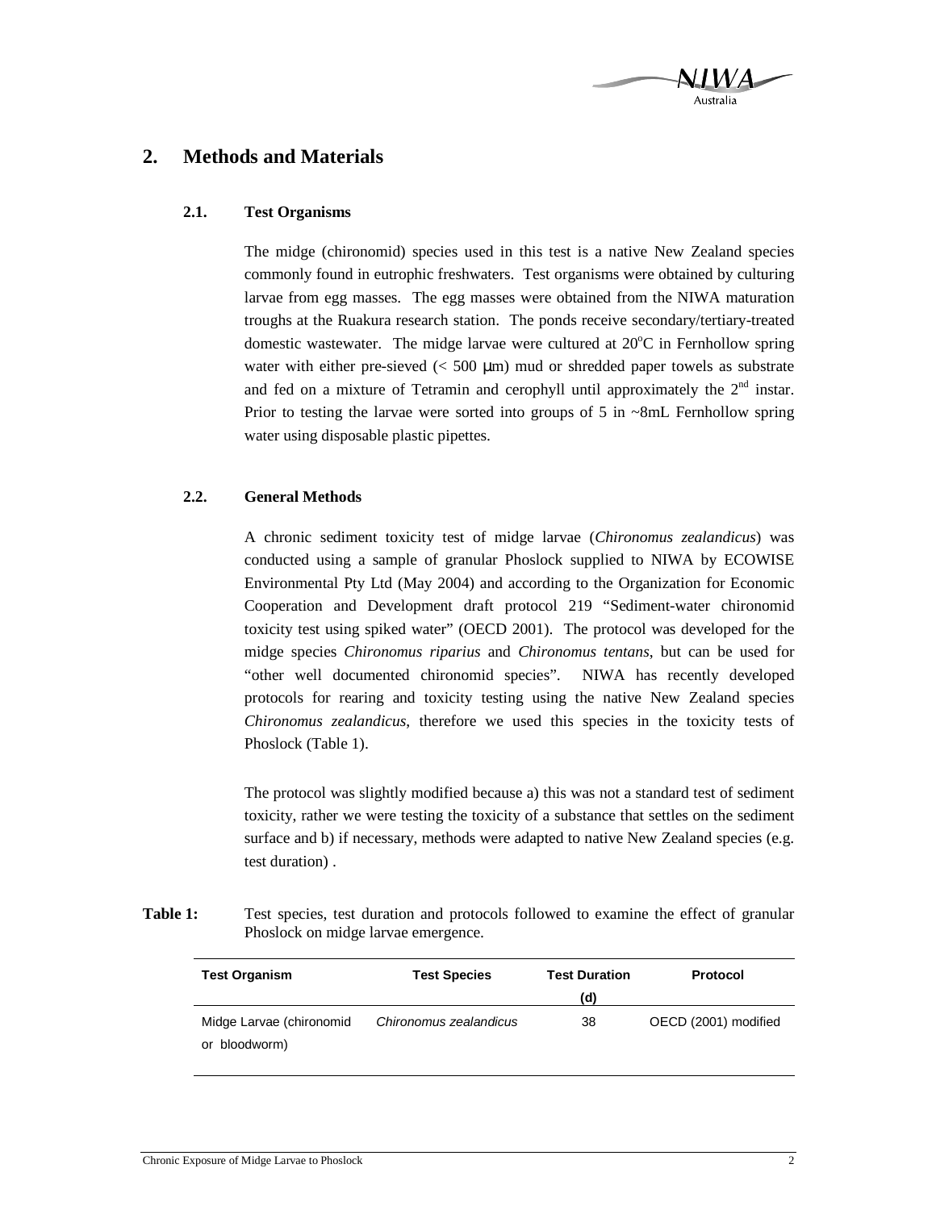# 2. Methods and Materials

## 2.1. Test Organisms

The midge (chironomid) species used in this test is a native New Zealand species commonly found in eutrophic freshwaters. Test organisms were obtained by culturing larvae from egg masses. The egg masses were obtained from the NIWA maturation troughs at the Ruakura research station. The ponds receive secondary/tertiary-treated domestic wastewater. The midge larvae were cultured at 20$^{o}$C in Fernhollow spring water with either pre-sieved (< 500 μm) mud or shredded paper towels as substrate and fed on a mixture of Tetramin and cerophyll until approximately the 2$^{nd}$ instar. Prior to testing the larvae were sorted into groups of 5 in ~8mL Fernhollow spring water using disposable plastic pipettes.

## 2.2. General Methods

A chronic sediment toxicity test of midge larvae (*Chironomus zealandicus*) was conducted using a sample of granular Phoslock supplied to NIWA by ECOWISE Environmental Pty Ltd (May 2004) and according to the Organization for Economic Cooperation and Development draft protocol 219 "Sediment-water chironomid toxicity test using spiked water" (OECD 2001). The protocol was developed for the midge species *Chironomus riparius* and *Chironomus tentans*, but can be used for "other well documented chironomid species". NIWA has recently developed protocols for rearing and toxicity testing using the native New Zealand species *Chironomus zealandicus*, therefore we used this species in the toxicity tests of Phoslock (Table 1).

The protocol was slightly modified because a) this was not a standard test of sediment toxicity, rather we were testing the toxicity of a substance that settles on the sediment surface and b) if necessary, methods were adapted to native New Zealand species (e.g. test duration) .

**Table 1:** Test species, test duration and protocols followed to examine the effect of granular Phoslock on midge larvae emergence.

| Test Organism | Test Species | Test Duration (d) | Protocol |
|---|---|---|---|
| Midge Larvae (chironomid or bloodworm) | *Chironomus zealandicus* | 38 | OECD (2001) modified |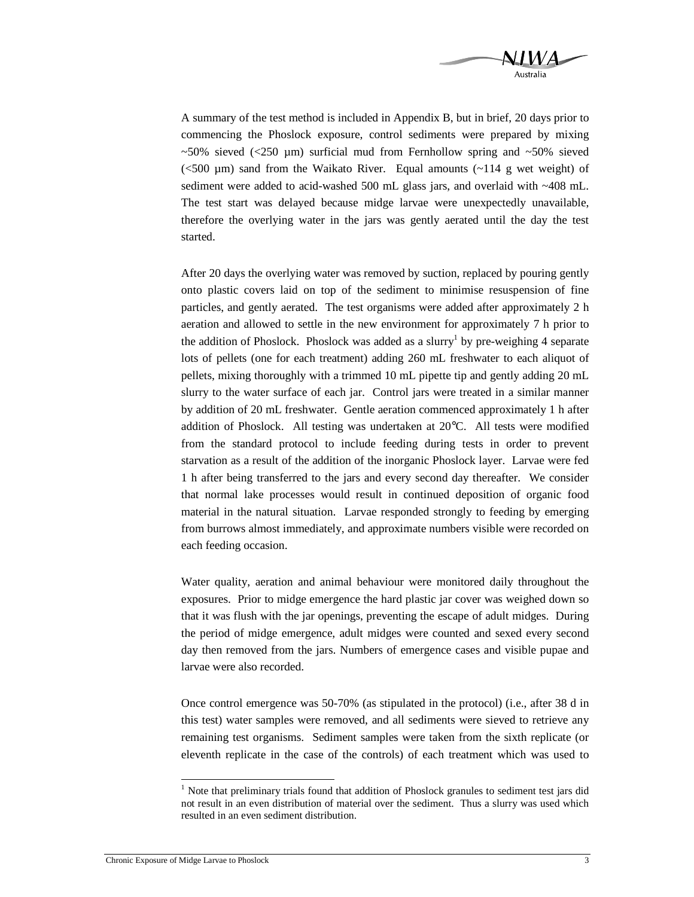A summary of the test method is included in Appendix B, but in brief, 20 days prior to commencing the Phoslock exposure, control sediments were prepared by mixing ~50% sieved (<250 µm) surficial mud from Fernhollow spring and ~50% sieved (<500 µm) sand from the Waikato River. Equal amounts (~114 g wet weight) of sediment were added to acid-washed 500 mL glass jars, and overlaid with ~408 mL. The test start was delayed because midge larvae were unexpectedly unavailable, therefore the overlying water in the jars was gently aerated until the day the test started.

After 20 days the overlying water was removed by suction, replaced by pouring gently onto plastic covers laid on top of the sediment to minimise resuspension of fine particles, and gently aerated. The test organisms were added after approximately 2 h aeration and allowed to settle in the new environment for approximately 7 h prior to the addition of Phoslock. Phoslock was added as a slurry[1] by pre-weighing 4 separate lots of pellets (one for each treatment) adding 260 mL freshwater to each aliquot of pellets, mixing thoroughly with a trimmed 10 mL pipette tip and gently adding 20 mL slurry to the water surface of each jar. Control jars were treated in a similar manner by addition of 20 mL freshwater. Gentle aeration commenced approximately 1 h after addition of Phoslock. All testing was undertaken at 20°C. All tests were modified from the standard protocol to include feeding during tests in order to prevent starvation as a result of the addition of the inorganic Phoslock layer. Larvae were fed 1 h after being transferred to the jars and every second day thereafter. We consider that normal lake processes would result in continued deposition of organic food material in the natural situation. Larvae responded strongly to feeding by emerging from burrows almost immediately, and approximate numbers visible were recorded on each feeding occasion.

Water quality, aeration and animal behaviour were monitored daily throughout the exposures. Prior to midge emergence the hard plastic jar cover was weighed down so that it was flush with the jar openings, preventing the escape of adult midges. During the period of midge emergence, adult midges were counted and sexed every second day then removed from the jars. Numbers of emergence cases and visible pupae and larvae were also recorded.

Once control emergence was 50-70% (as stipulated in the protocol) (i.e., after 38 d in this test) water samples were removed, and all sediments were sieved to retrieve any remaining test organisms. Sediment samples were taken from the sixth replicate (or eleventh replicate in the case of the controls) of each treatment which was used to

[1] Note that preliminary trials found that addition of Phoslock granules to sediment test jars did not result in an even distribution of material over the sediment. Thus a slurry was used which resulted in an even sediment distribution.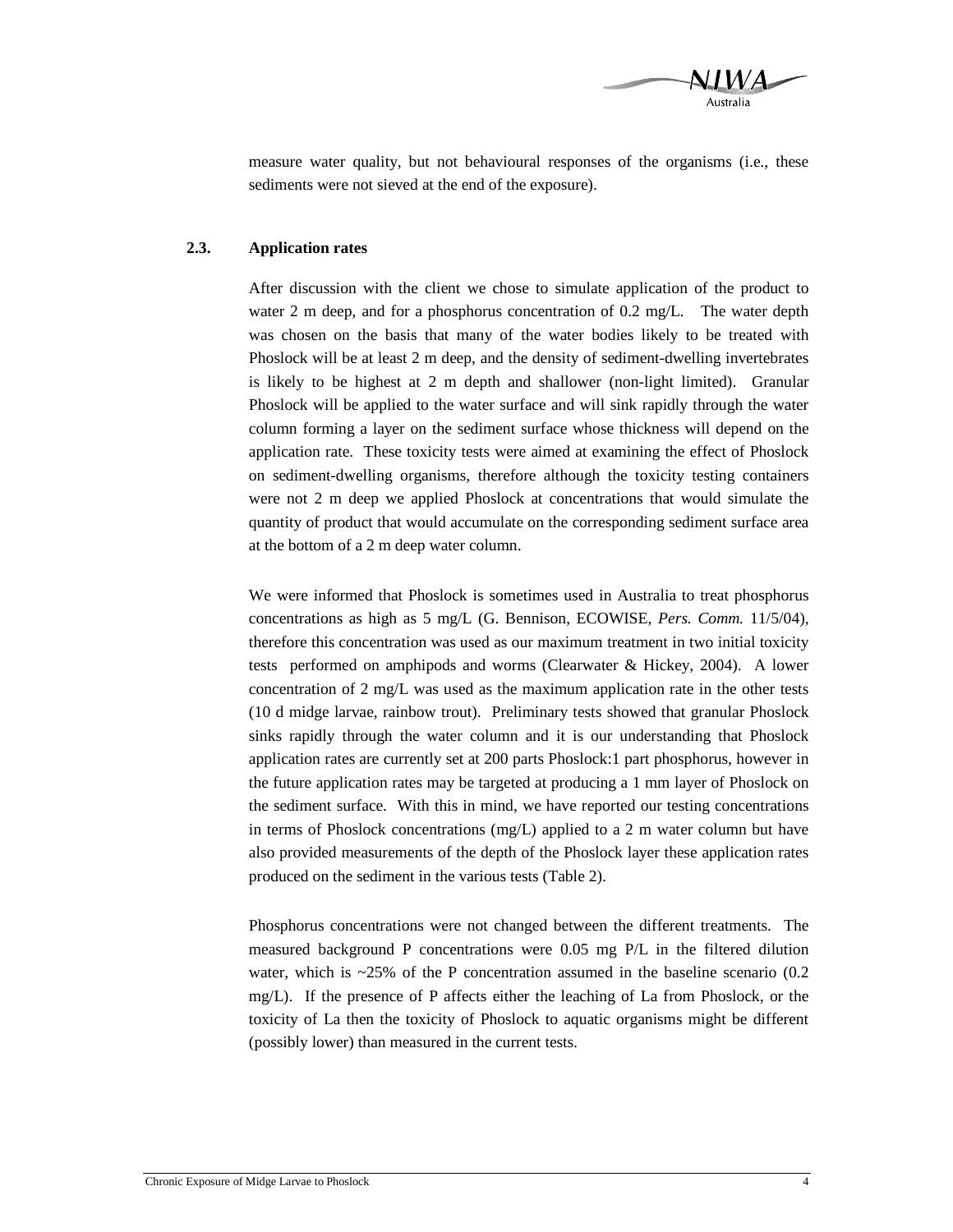measure water quality, but not behavioural responses of the organisms (i.e., these sediments were not sieved at the end of the exposure).

### 2.3. Application rates

After discussion with the client we chose to simulate application of the product to water 2 m deep, and for a phosphorus concentration of 0.2 mg/L. The water depth was chosen on the basis that many of the water bodies likely to be treated with Phoslock will be at least 2 m deep, and the density of sediment-dwelling invertebrates is likely to be highest at 2 m depth and shallower (non-light limited). Granular Phoslock will be applied to the water surface and will sink rapidly through the water column forming a layer on the sediment surface whose thickness will depend on the application rate. These toxicity tests were aimed at examining the effect of Phoslock on sediment-dwelling organisms, therefore although the toxicity testing containers were not 2 m deep we applied Phoslock at concentrations that would simulate the quantity of product that would accumulate on the corresponding sediment surface area at the bottom of a 2 m deep water column.

We were informed that Phoslock is sometimes used in Australia to treat phosphorus concentrations as high as 5 mg/L (G. Bennison, ECOWISE, *Pers. Comm.* 11/5/04), therefore this concentration was used as our maximum treatment in two initial toxicity tests performed on amphipods and worms (Clearwater & Hickey, 2004). A lower concentration of 2 mg/L was used as the maximum application rate in the other tests (10 d midge larvae, rainbow trout). Preliminary tests showed that granular Phoslock sinks rapidly through the water column and it is our understanding that Phoslock application rates are currently set at 200 parts Phoslock:1 part phosphorus, however in the future application rates may be targeted at producing a 1 mm layer of Phoslock on the sediment surface. With this in mind, we have reported our testing concentrations in terms of Phoslock concentrations (mg/L) applied to a 2 m water column but have also provided measurements of the depth of the Phoslock layer these application rates produced on the sediment in the various tests (Table 2).

Phosphorus concentrations were not changed between the different treatments. The measured background P concentrations were 0.05 mg P/L in the filtered dilution water, which is ~25% of the P concentration assumed in the baseline scenario (0.2 mg/L). If the presence of P affects either the leaching of La from Phoslock, or the toxicity of La then the toxicity of Phoslock to aquatic organisms might be different (possibly lower) than measured in the current tests.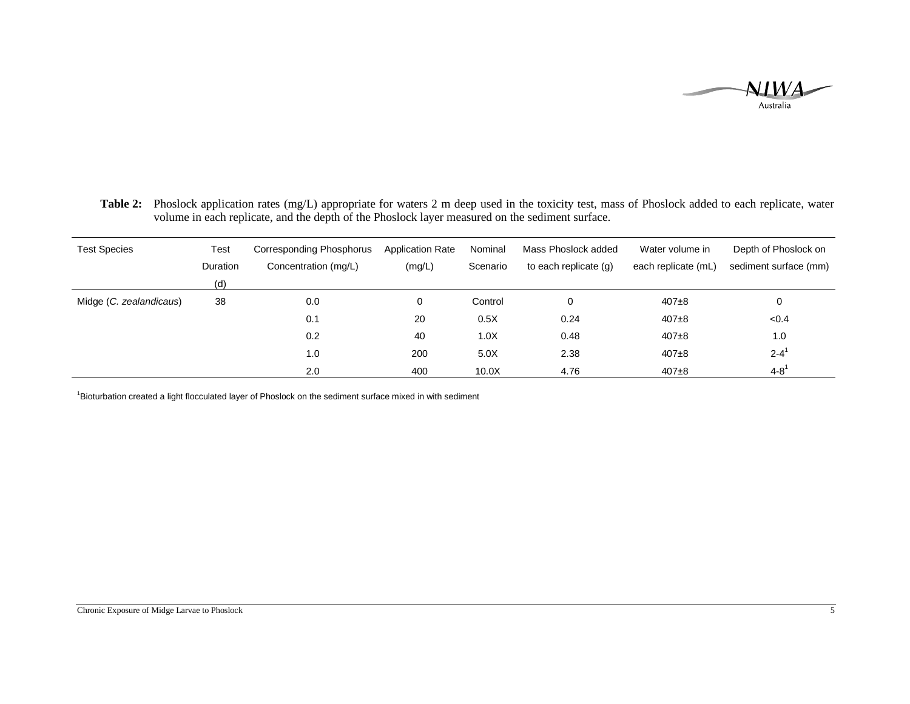**Table 2:** Phoslock application rates (mg/L) appropriate for waters 2 m deep used in the toxicity test, mass of Phoslock added to each replicate, water volume in each replicate, and the depth of the Phoslock layer measured on the sediment surface.

| Test Species | Test Duration (d) | Corresponding Phosphorus Concentration (mg/L) | Application Rate (mg/L) | Nominal Scenario | Mass Phoslock added to each replicate (g) | Water volume in each replicate (mL) | Depth of Phoslock on sediment surface (mm) |
|---|---|---|---|---|---|---|---|
| Midge (*C. zealandicaus*) | 38 | 0.0 | 0 | Control | 0 | 407±8 | 0 |
| | | 0.1 | 20 | 0.5X | 0.24 | 407±8 | <0.4 |
| | | 0.2 | 40 | 1.0X | 0.48 | 407±8 | 1.0 |
| | | 1.0 | 200 | 5.0X | 2.38 | 407±8 | 2-4[1] |
| | | 2.0 | 400 | 10.0X | 4.76 | 407±8 | 4-8[1] |

[1]Bioturbation created a light flocculated layer of Phoslock on the sediment surface mixed in with sediment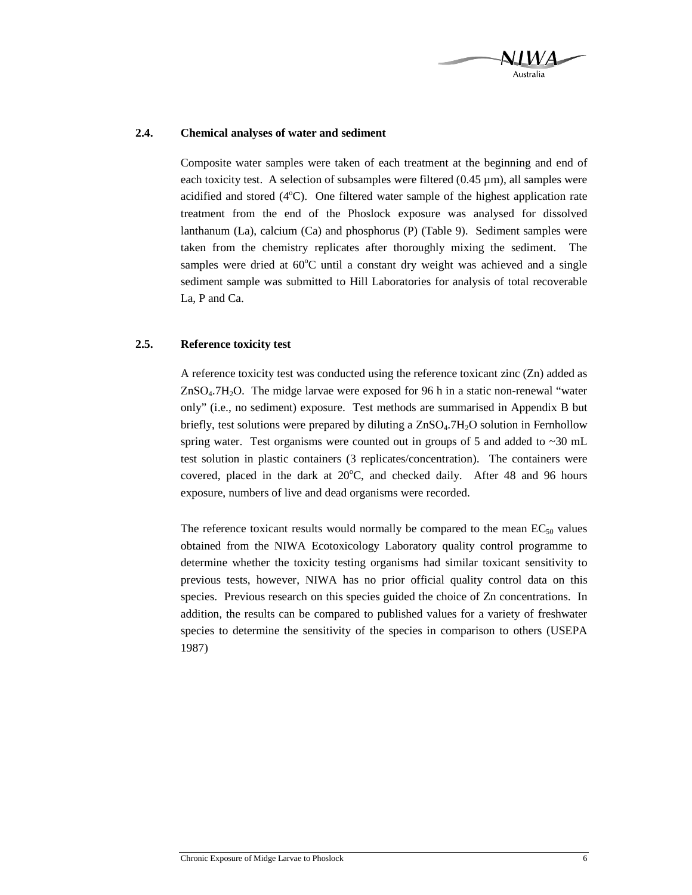### 2.4. Chemical analyses of water and sediment

Composite water samples were taken of each treatment at the beginning and end of each toxicity test. A selection of subsamples were filtered (0.45 µm), all samples were acidified and stored (4$^{o}$C). One filtered water sample of the highest application rate treatment from the end of the Phoslock exposure was analysed for dissolved lanthanum (La), calcium (Ca) and phosphorus (P) (Table 9). Sediment samples were taken from the chemistry replicates after thoroughly mixing the sediment. The samples were dried at 60$^{o}$C until a constant dry weight was achieved and a single sediment sample was submitted to Hill Laboratories for analysis of total recoverable La, P and Ca.

### 2.5. Reference toxicity test

A reference toxicity test was conducted using the reference toxicant zinc (Zn) added as $ZnSO_4.7H_2O$. The midge larvae were exposed for 96 h in a static non-renewal "water only" (i.e., no sediment) exposure. Test methods are summarised in Appendix B but briefly, test solutions were prepared by diluting a $ZnSO_4.7H_2O$ solution in Fernhollow spring water. Test organisms were counted out in groups of 5 and added to ~30 mL test solution in plastic containers (3 replicates/concentration). The containers were covered, placed in the dark at 20$^{o}$C, and checked daily. After 48 and 96 hours exposure, numbers of live and dead organisms were recorded.

The reference toxicant results would normally be compared to the mean $EC_{50}$ values obtained from the NIWA Ecotoxicology Laboratory quality control programme to determine whether the toxicity testing organisms had similar toxicant sensitivity to previous tests, however, NIWA has no prior official quality control data on this species. Previous research on this species guided the choice of Zn concentrations. In addition, the results can be compared to published values for a variety of freshwater species to determine the sensitivity of the species in comparison to others (USEPA 1987)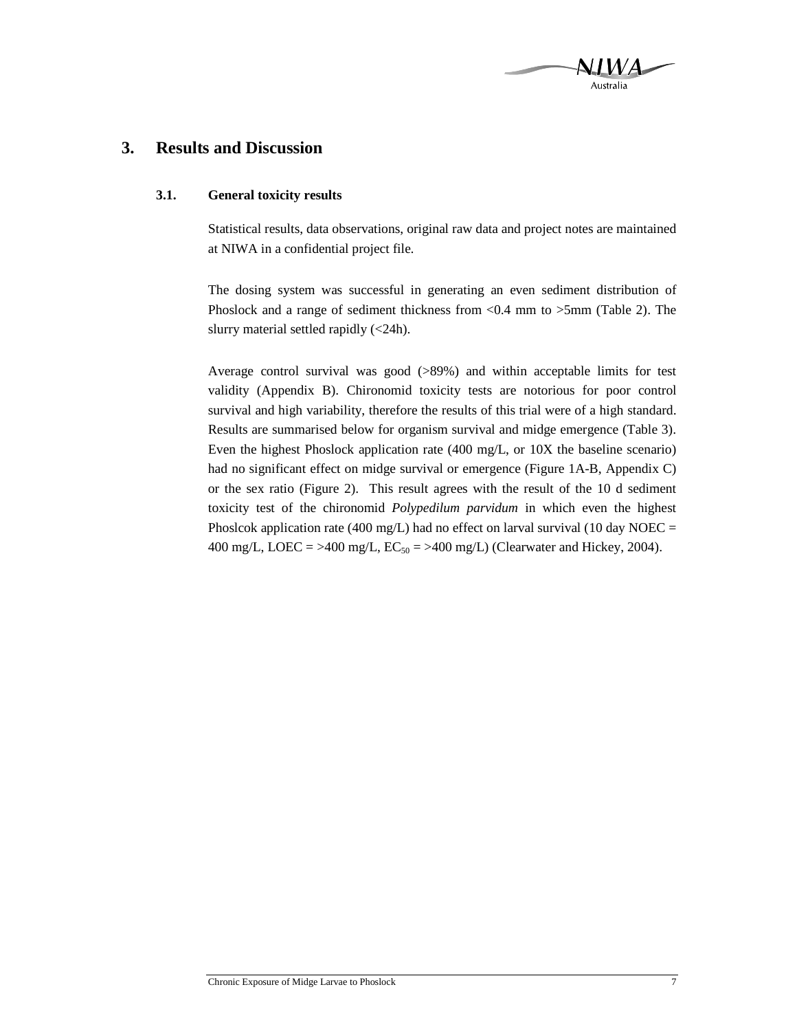# 3. Results and Discussion

## 3.1. General toxicity results

Statistical results, data observations, original raw data and project notes are maintained at NIWA in a confidential project file.

The dosing system was successful in generating an even sediment distribution of Phoslock and a range of sediment thickness from <0.4 mm to >5mm (Table 2). The slurry material settled rapidly (<24h).

Average control survival was good (>89%) and within acceptable limits for test validity (Appendix B). Chironomid toxicity tests are notorious for poor control survival and high variability, therefore the results of this trial were of a high standard. Results are summarised below for organism survival and midge emergence (Table 3). Even the highest Phoslock application rate (400 mg/L, or 10X the baseline scenario) had no significant effect on midge survival or emergence (Figure 1A-B, Appendix C) or the sex ratio (Figure 2). This result agrees with the result of the 10 d sediment toxicity test of the chironomid *Polypedilum parvidum* in which even the highest Phoslcok application rate (400 mg/L) had no effect on larval survival (10 day NOEC = 400 mg/L, LOEC = >400 mg/L, $EC_{50}$ = >400 mg/L) (Clearwater and Hickey, 2004).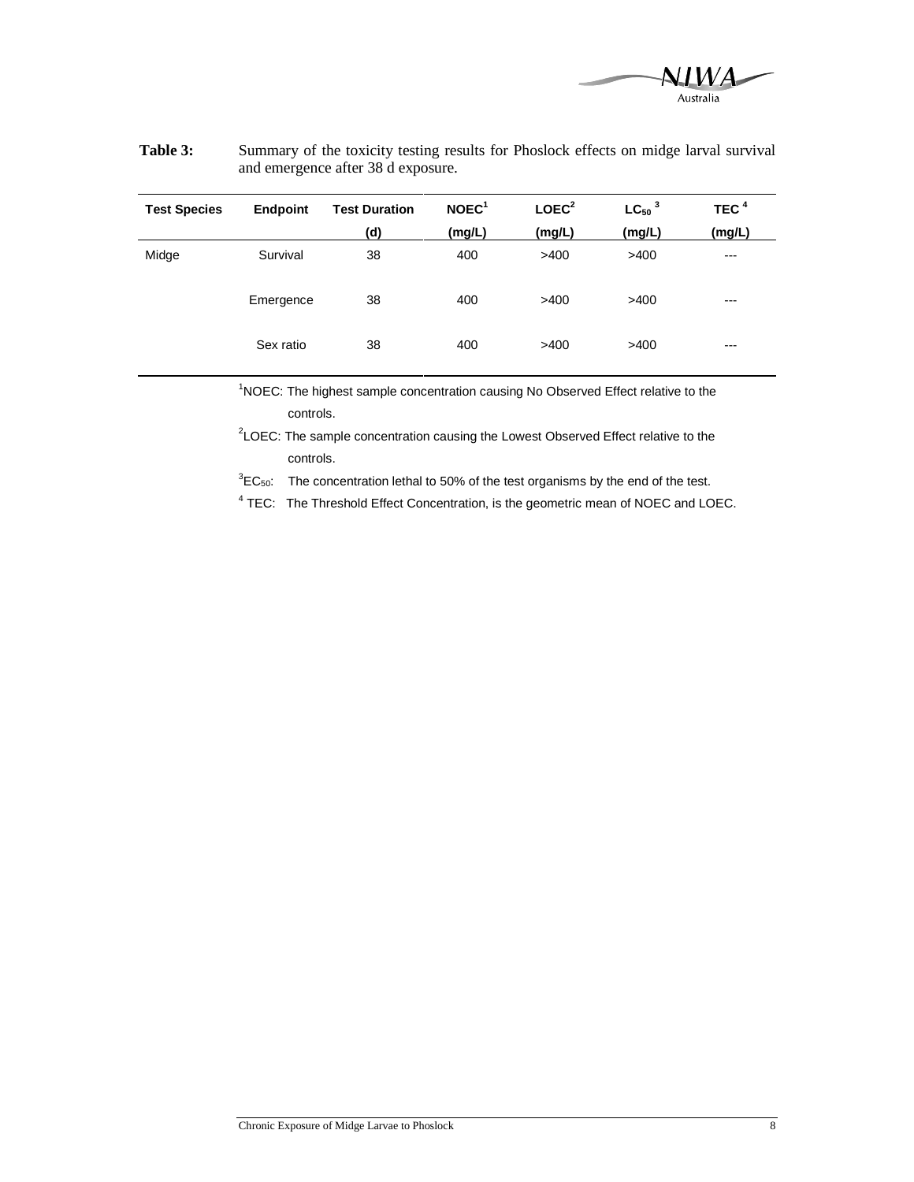**Table 3:** Summary of the toxicity testing results for Phoslock effects on midge larval survival and emergence after 38 d exposure.

| Test Species | Endpoint | Test Duration (d) | NOEC[1] (mg/L) | LOEC[2] (mg/L) | $LC_{50}$ [3] (mg/L) | TEC [4] (mg/L) |
|---|---|---|---|---|---|---|
| Midge | Survival | 38 | 400 | >400 | >400 | --- |
| | Emergence | 38 | 400 | >400 | >400 | --- |
| | Sex ratio | 38 | 400 | >400 | >400 | --- |

[1]NOEC: The highest sample concentration causing No Observed Effect relative to the controls.

[2]LOEC: The sample concentration causing the Lowest Observed Effect relative to the controls.

[3]$EC_{50}$: The concentration lethal to 50% of the test organisms by the end of the test.

[4] TEC: The Threshold Effect Concentration, is the geometric mean of NOEC and LOEC.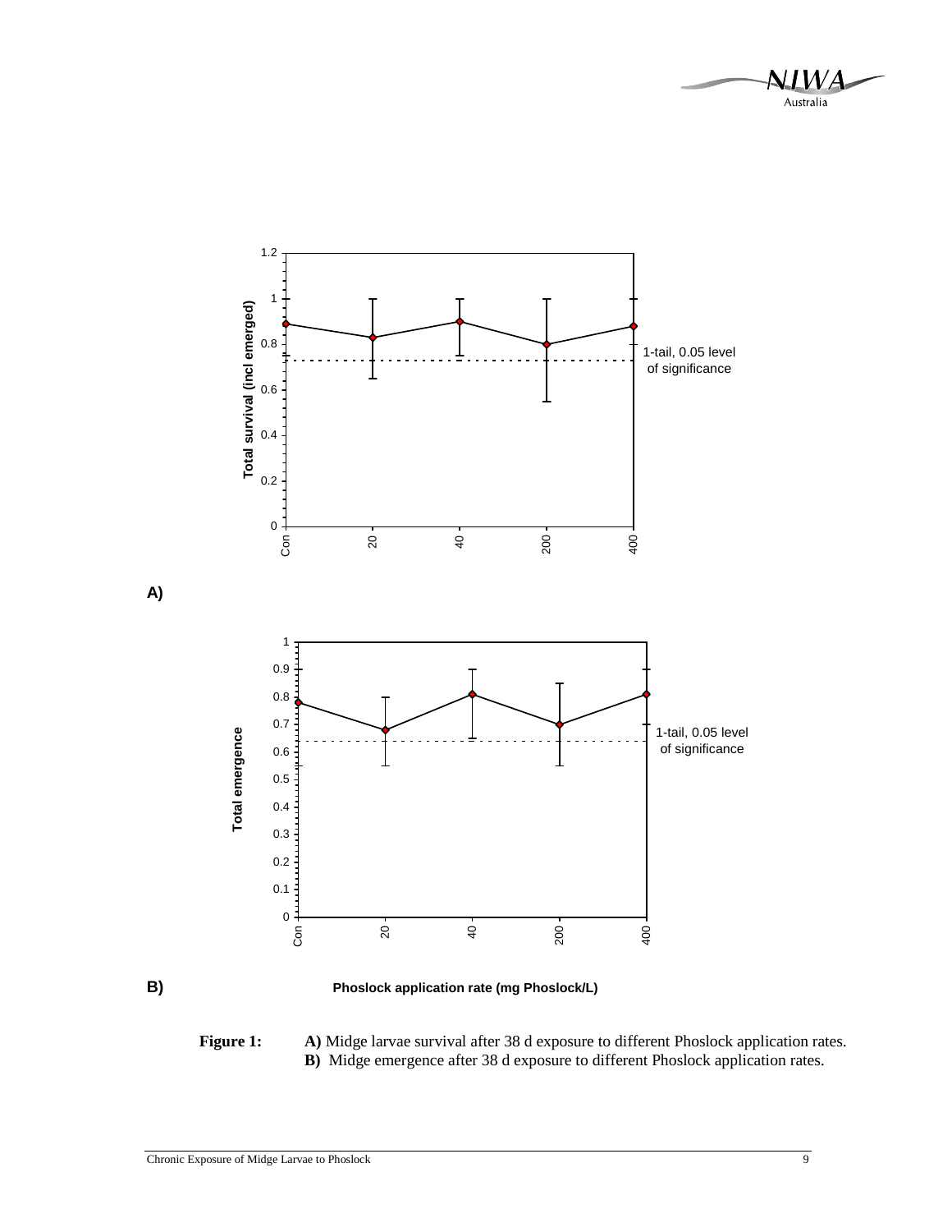**A)**

**B)**

**Phoslock application rate (mg Phoslock/L)**

**Figure 1:** **A)** Midge larvae survival after 38 d exposure to different Phoslock application rates. **B)** Midge emergence after 38 d exposure to different Phoslock application rates.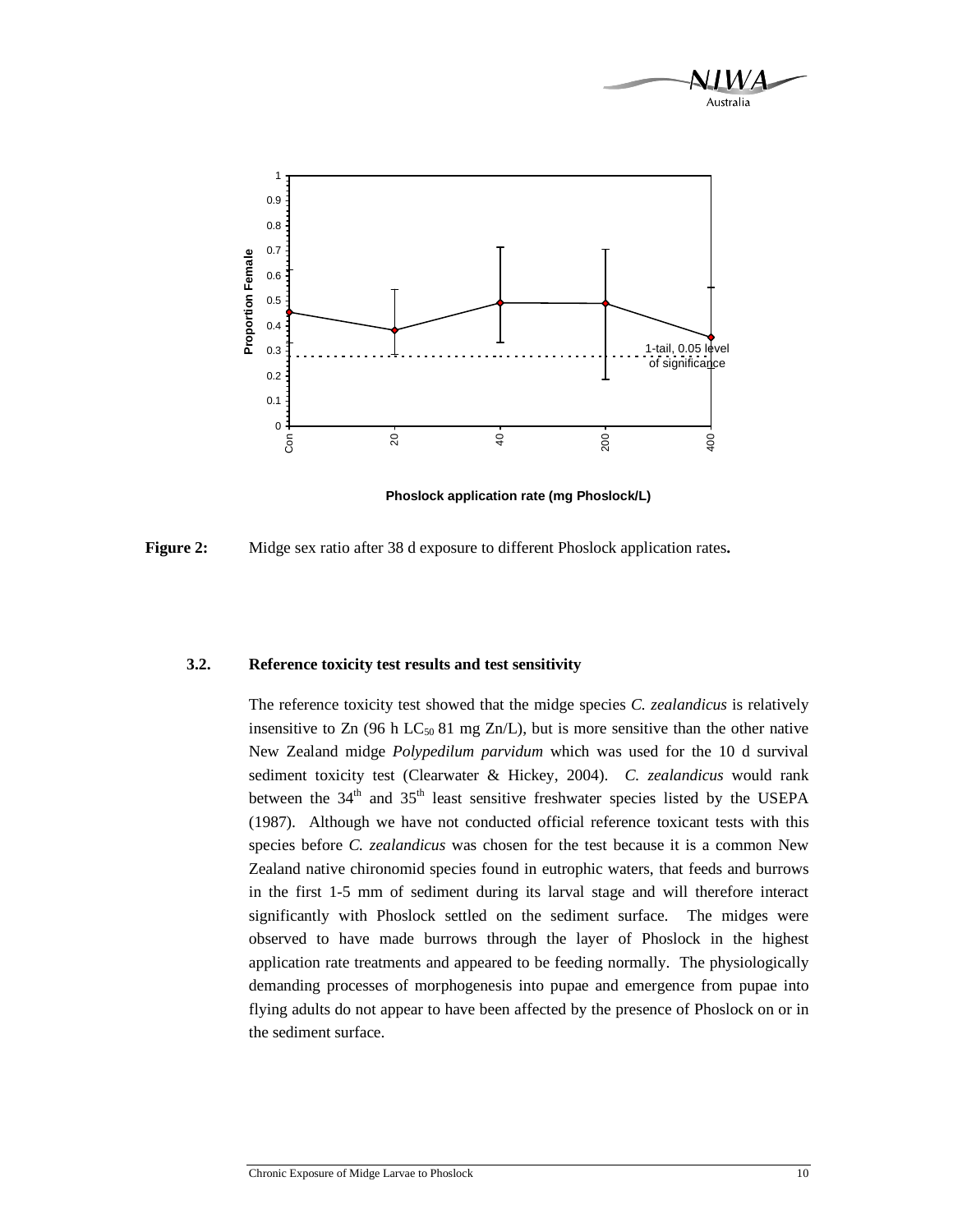Figure 2: Midge sex ratio after 38 d exposure to different Phoslock application rates.

### 3.2. Reference toxicity test results and test sensitivity

The reference toxicity test showed that the midge species *C. zealandicus* is relatively insensitive to Zn (96 h $LC_{50}$ 81 mg Zn/L), but is more sensitive than the other native New Zealand midge *Polypedilum parvidum* which was used for the 10 d survival sediment toxicity test (Clearwater & Hickey, 2004). *C. zealandicus* would rank between the 34th and 35th least sensitive freshwater species listed by the USEPA (1987). Although we have not conducted official reference toxicant tests with this species before *C. zealandicus* was chosen for the test because it is a common New Zealand native chironomid species found in eutrophic waters, that feeds and burrows in the first 1-5 mm of sediment during its larval stage and will therefore interact significantly with Phoslock settled on the sediment surface. The midges were observed to have made burrows through the layer of Phoslock in the highest application rate treatments and appeared to be feeding normally. The physiologically demanding processes of morphogenesis into pupae and emergence from pupae into flying adults do not appear to have been affected by the presence of Phoslock on or in the sediment surface.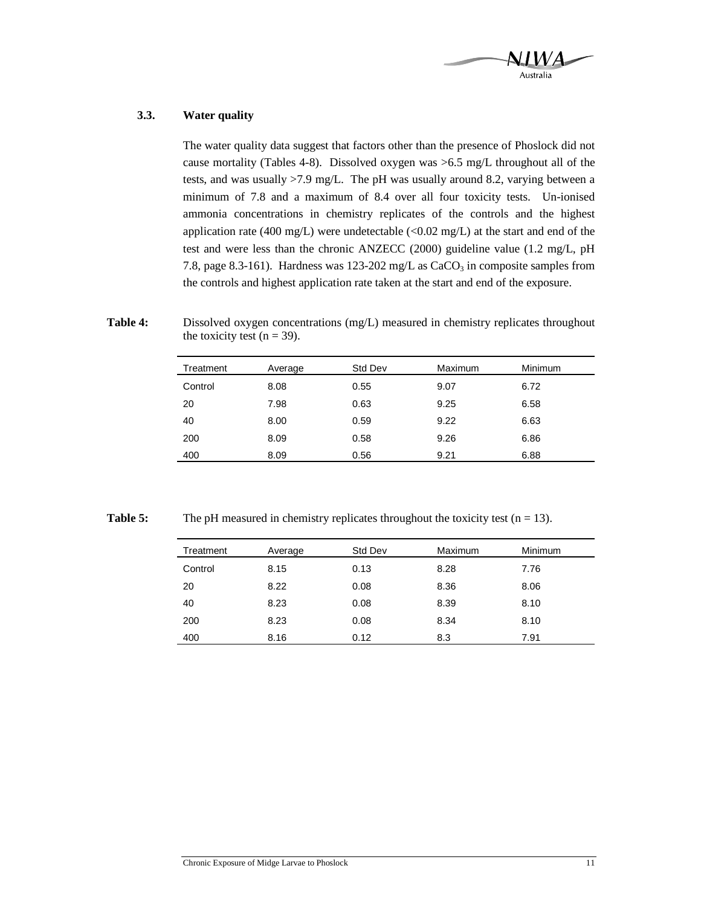### 3.3. Water quality

The water quality data suggest that factors other than the presence of Phoslock did not cause mortality (Tables 4-8). Dissolved oxygen was >6.5 mg/L throughout all of the tests, and was usually >7.9 mg/L. The pH was usually around 8.2, varying between a minimum of 7.8 and a maximum of 8.4 over all four toxicity tests. Un-ionised ammonia concentrations in chemistry replicates of the controls and the highest application rate (400 mg/L) were undetectable (<0.02 mg/L) at the start and end of the test and were less than the chronic ANZECC (2000) guideline value (1.2 mg/L, pH 7.8, page 8.3-161). Hardness was 123-202 mg/L as $CaCO_3$ in composite samples from the controls and highest application rate taken at the start and end of the exposure.

**Table 4:** Dissolved oxygen concentrations (mg/L) measured in chemistry replicates throughout the toxicity test (n = 39).

| Treatment | Average | Std Dev | Maximum | Minimum |
|---|---|---|---|---|
| Control | 8.08 | 0.55 | 9.07 | 6.72 |
| 20 | 7.98 | 0.63 | 9.25 | 6.58 |
| 40 | 8.00 | 0.59 | 9.22 | 6.63 |
| 200 | 8.09 | 0.58 | 9.26 | 6.86 |
| 400 | 8.09 | 0.56 | 9.21 | 6.88 |

**Table 5:** The pH measured in chemistry replicates throughout the toxicity test (n = 13).

| Treatment | Average | Std Dev | Maximum | Minimum |
|---|---|---|---|---|
| Control | 8.15 | 0.13 | 8.28 | 7.76 |
| 20 | 8.22 | 0.08 | 8.36 | 8.06 |
| 40 | 8.23 | 0.08 | 8.39 | 8.10 |
| 200 | 8.23 | 0.08 | 8.34 | 8.10 |
| 400 | 8.16 | 0.12 | 8.3 | 7.91 |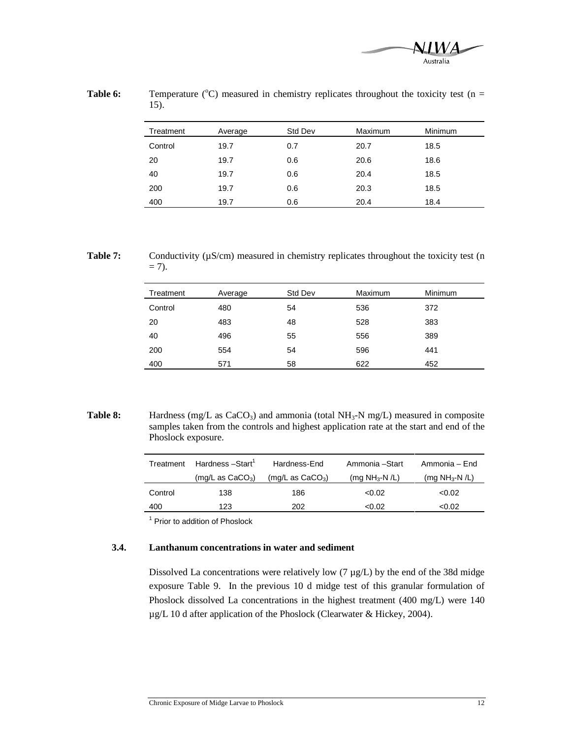**Table 6:** Temperature (°C) measured in chemistry replicates throughout the toxicity test (n = 15).

| Treatment | Average | Std Dev | Maximum | Minimum |
|---|---|---|---|---|
| Control | 19.7 | 0.7 | 20.7 | 18.5 |
| 20 | 19.7 | 0.6 | 20.6 | 18.6 |
| 40 | 19.7 | 0.6 | 20.4 | 18.5 |
| 200 | 19.7 | 0.6 | 20.3 | 18.5 |
| 400 | 19.7 | 0.6 | 20.4 | 18.4 |

**Table 7:** Conductivity (µS/cm) measured in chemistry replicates throughout the toxicity test (n = 7).

| Treatment | Average | Std Dev | Maximum | Minimum |
|---|---|---|---|---|
| Control | 480 | 54 | 536 | 372 |
| 20 | 483 | 48 | 528 | 383 |
| 40 | 496 | 55 | 556 | 389 |
| 200 | 554 | 54 | 596 | 441 |
| 400 | 571 | 58 | 622 | 452 |

**Table 8:** Hardness (mg/L as $CaCO_3$) and ammonia (total $NH_3$-N mg/L) measured in composite samples taken from the controls and highest application rate at the start and end of the Phoslock exposure.

| Treatment | Hardness –Start[1] (mg/L as $CaCO_3$) | Hardness-End (mg/L as $CaCO_3$) | Ammonia –Start (mg $NH_3$-N /L) | Ammonia – End (mg $NH_3$-N /L) |
|---|---|---|---|---|
| Control | 138 | 186 | <0.02 | <0.02 |
| 400 | 123 | 202 | <0.02 | <0.02 |

[1] Prior to addition of Phoslock

### 3.4. Lanthanum concentrations in water and sediment

Dissolved La concentrations were relatively low (7 µg/L) by the end of the 38d midge exposure Table 9. In the previous 10 d midge test of this granular formulation of Phoslock dissolved La concentrations in the highest treatment (400 mg/L) were 140 µg/L 10 d after application of the Phoslock (Clearwater & Hickey, 2004).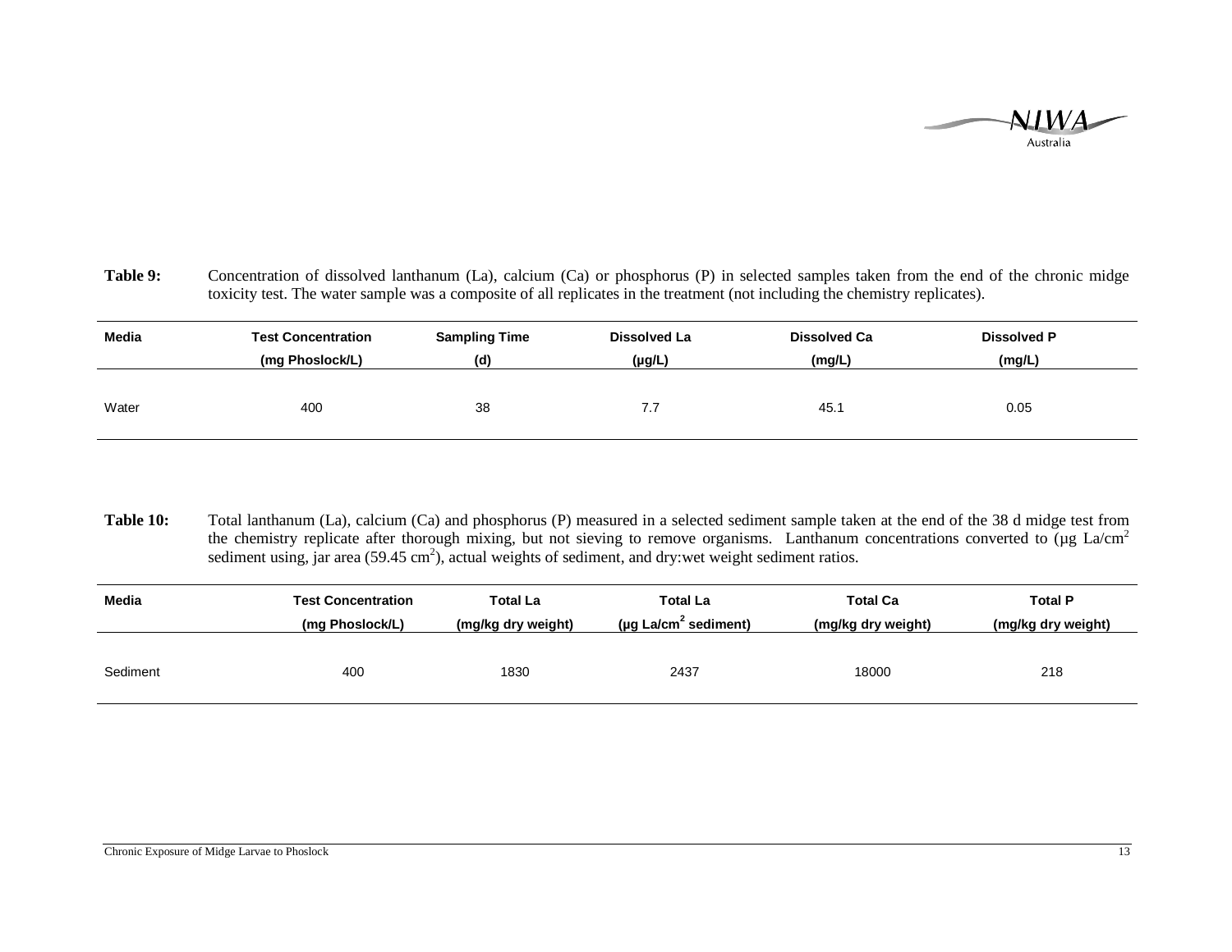**Table 9:** Concentration of dissolved lanthanum (La), calcium (Ca) or phosphorus (P) in selected samples taken from the end of the chronic midge toxicity test. The water sample was a composite of all replicates in the treatment (not including the chemistry replicates).

| Media | Test Concentration (mg Phoslock/L) | Sampling Time (d) | Dissolved La (µg/L) | Dissolved Ca (mg/L) | Dissolved P (mg/L) |
|---|---|---|---|---|---|
| Water | 400 | 38 | 7.7 | 45.1 | 0.05 |

**Table 10:** Total lanthanum (La), calcium (Ca) and phosphorus (P) measured in a selected sediment sample taken at the end of the 38 d midge test from the chemistry replicate after thorough mixing, but not sieving to remove organisms. Lanthanum concentrations converted to (µg La/$cm^2$ sediment using, jar area (59.45 $cm^2$), actual weights of sediment, and dry:wet weight sediment ratios.

| Media | Test Concentration (mg Phoslock/L) | Total La (mg/kg dry weight) | Total La (µg La/$cm^2$ sediment) | Total Ca (mg/kg dry weight) | Total P (mg/kg dry weight) |
|---|---|---|---|---|---|
| Sediment | 400 | 1830 | 2437 | 18000 | 218 |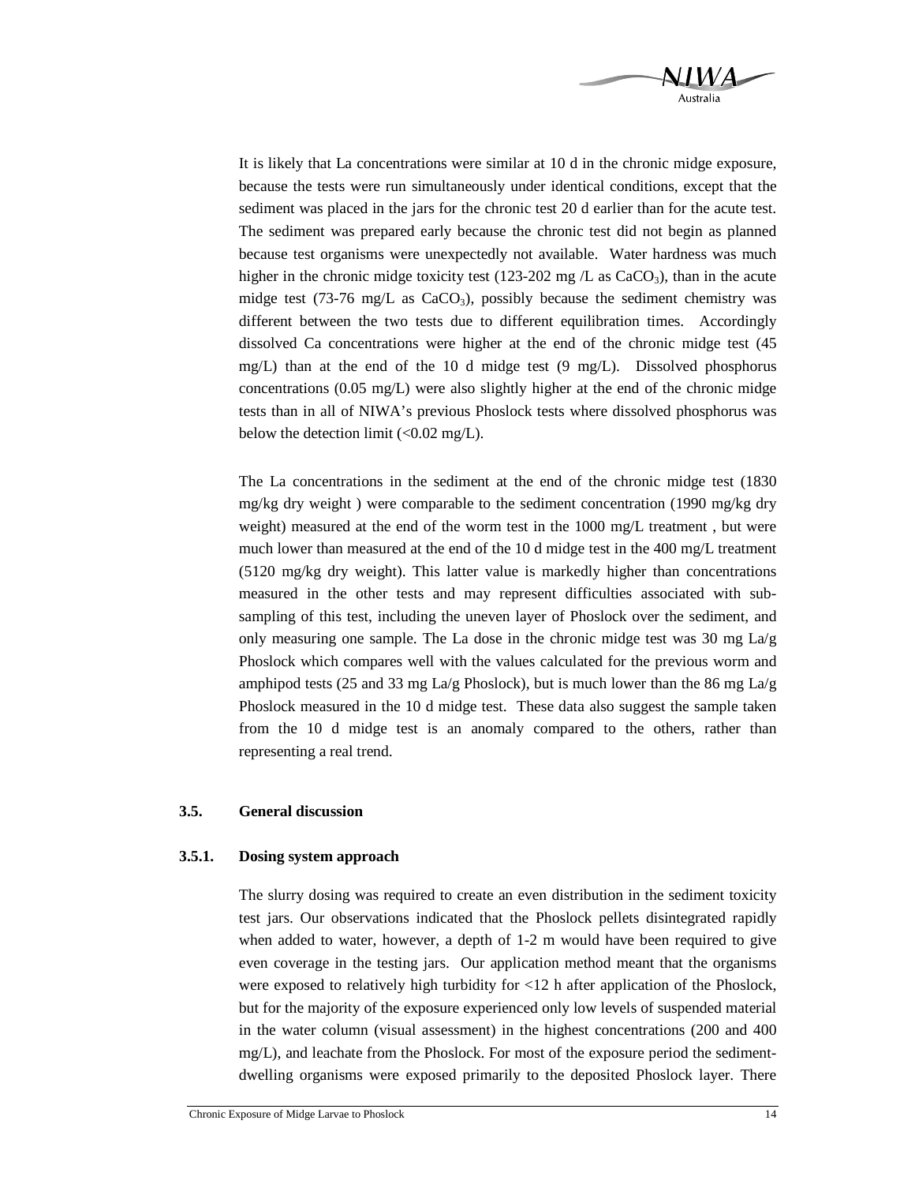It is likely that La concentrations were similar at 10 d in the chronic midge exposure, because the tests were run simultaneously under identical conditions, except that the sediment was placed in the jars for the chronic test 20 d earlier than for the acute test. The sediment was prepared early because the chronic test did not begin as planned because test organisms were unexpectedly not available. Water hardness was much higher in the chronic midge toxicity test (123-202 mg /L as $CaCO_3$), than in the acute midge test (73-76 mg/L as $CaCO_3$), possibly because the sediment chemistry was different between the two tests due to different equilibration times. Accordingly dissolved Ca concentrations were higher at the end of the chronic midge test (45 mg/L) than at the end of the 10 d midge test (9 mg/L). Dissolved phosphorus concentrations (0.05 mg/L) were also slightly higher at the end of the chronic midge tests than in all of NIWA's previous Phoslock tests where dissolved phosphorus was below the detection limit (<0.02 mg/L).

The La concentrations in the sediment at the end of the chronic midge test (1830 mg/kg dry weight ) were comparable to the sediment concentration (1990 mg/kg dry weight) measured at the end of the worm test in the 1000 mg/L treatment , but were much lower than measured at the end of the 10 d midge test in the 400 mg/L treatment (5120 mg/kg dry weight). This latter value is markedly higher than concentrations measured in the other tests and may represent difficulties associated with sub-sampling of this test, including the uneven layer of Phoslock over the sediment, and only measuring one sample. The La dose in the chronic midge test was 30 mg La/g Phoslock which compares well with the values calculated for the previous worm and amphipod tests (25 and 33 mg La/g Phoslock), but is much lower than the 86 mg La/g Phoslock measured in the 10 d midge test. These data also suggest the sample taken from the 10 d midge test is an anomaly compared to the others, rather than representing a real trend.

## 3.5. General discussion

### 3.5.1. Dosing system approach

The slurry dosing was required to create an even distribution in the sediment toxicity test jars. Our observations indicated that the Phoslock pellets disintegrated rapidly when added to water, however, a depth of 1-2 m would have been required to give even coverage in the testing jars. Our application method meant that the organisms were exposed to relatively high turbidity for <12 h after application of the Phoslock, but for the majority of the exposure experienced only low levels of suspended material in the water column (visual assessment) in the highest concentrations (200 and 400 mg/L), and leachate from the Phoslock. For most of the exposure period the sediment-dwelling organisms were exposed primarily to the deposited Phoslock layer. There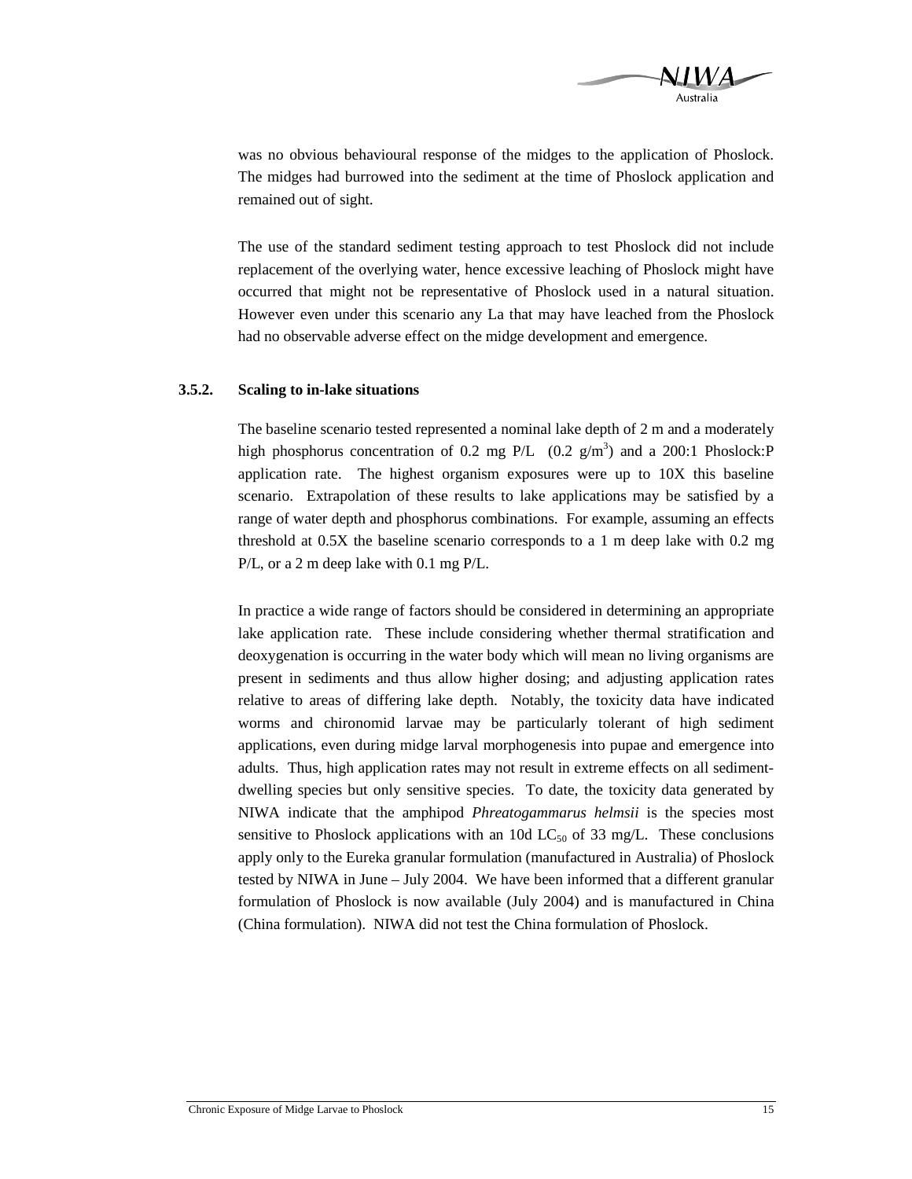was no obvious behavioural response of the midges to the application of Phoslock. The midges had burrowed into the sediment at the time of Phoslock application and remained out of sight.

The use of the standard sediment testing approach to test Phoslock did not include replacement of the overlying water, hence excessive leaching of Phoslock might have occurred that might not be representative of Phoslock used in a natural situation. However even under this scenario any La that may have leached from the Phoslock had no observable adverse effect on the midge development and emergence.

### 3.5.2. Scaling to in-lake situations

The baseline scenario tested represented a nominal lake depth of 2 m and a moderately high phosphorus concentration of 0.2 mg P/L (0.2 $g/m^3$) and a 200:1 Phoslock:P application rate. The highest organism exposures were up to 10X this baseline scenario. Extrapolation of these results to lake applications may be satisfied by a range of water depth and phosphorus combinations. For example, assuming an effects threshold at 0.5X the baseline scenario corresponds to a 1 m deep lake with 0.2 mg P/L, or a 2 m deep lake with 0.1 mg P/L.

In practice a wide range of factors should be considered in determining an appropriate lake application rate. These include considering whether thermal stratification and deoxygenation is occurring in the water body which will mean no living organisms are present in sediments and thus allow higher dosing; and adjusting application rates relative to areas of differing lake depth. Notably, the toxicity data have indicated worms and chironomid larvae may be particularly tolerant of high sediment applications, even during midge larval morphogenesis into pupae and emergence into adults. Thus, high application rates may not result in extreme effects on all sediment-dwelling species but only sensitive species. To date, the toxicity data generated by NIWA indicate that the amphipod *Phreatogammarus helmsii* is the species most sensitive to Phoslock applications with an 10d $LC_{50}$ of 33 mg/L. These conclusions apply only to the Eureka granular formulation (manufactured in Australia) of Phoslock tested by NIWA in June – July 2004. We have been informed that a different granular formulation of Phoslock is now available (July 2004) and is manufactured in China (China formulation). NIWA did not test the China formulation of Phoslock.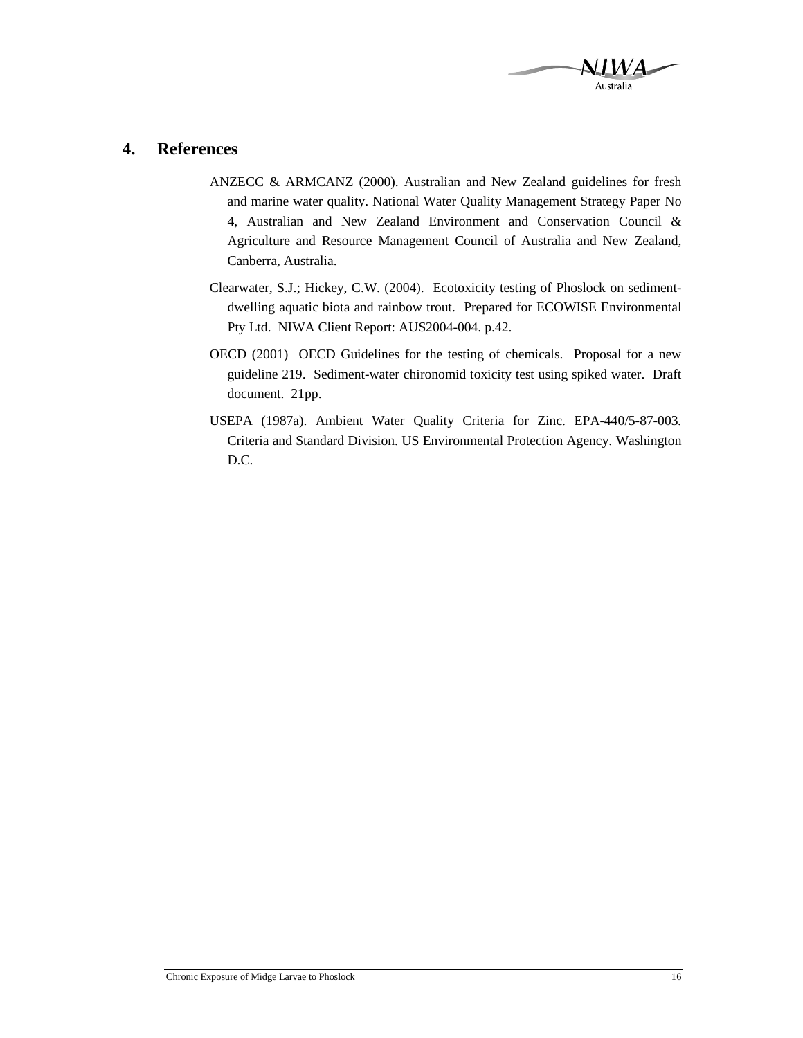# 4. References

ANZECC & ARMCANZ (2000). Australian and New Zealand guidelines for fresh and marine water quality. National Water Quality Management Strategy Paper No 4, Australian and New Zealand Environment and Conservation Council & Agriculture and Resource Management Council of Australia and New Zealand, Canberra, Australia.

Clearwater, S.J.; Hickey, C.W. (2004). Ecotoxicity testing of Phoslock on sediment-dwelling aquatic biota and rainbow trout. Prepared for ECOWISE Environmental Pty Ltd. NIWA Client Report: AUS2004-004. p.42.

OECD (2001) OECD Guidelines for the testing of chemicals. Proposal for a new guideline 219. Sediment-water chironomid toxicity test using spiked water. Draft document. 21pp.

USEPA (1987a). Ambient Water Quality Criteria for Zinc. EPA-440/5-87-003. Criteria and Standard Division. US Environmental Protection Agency. Washington D.C.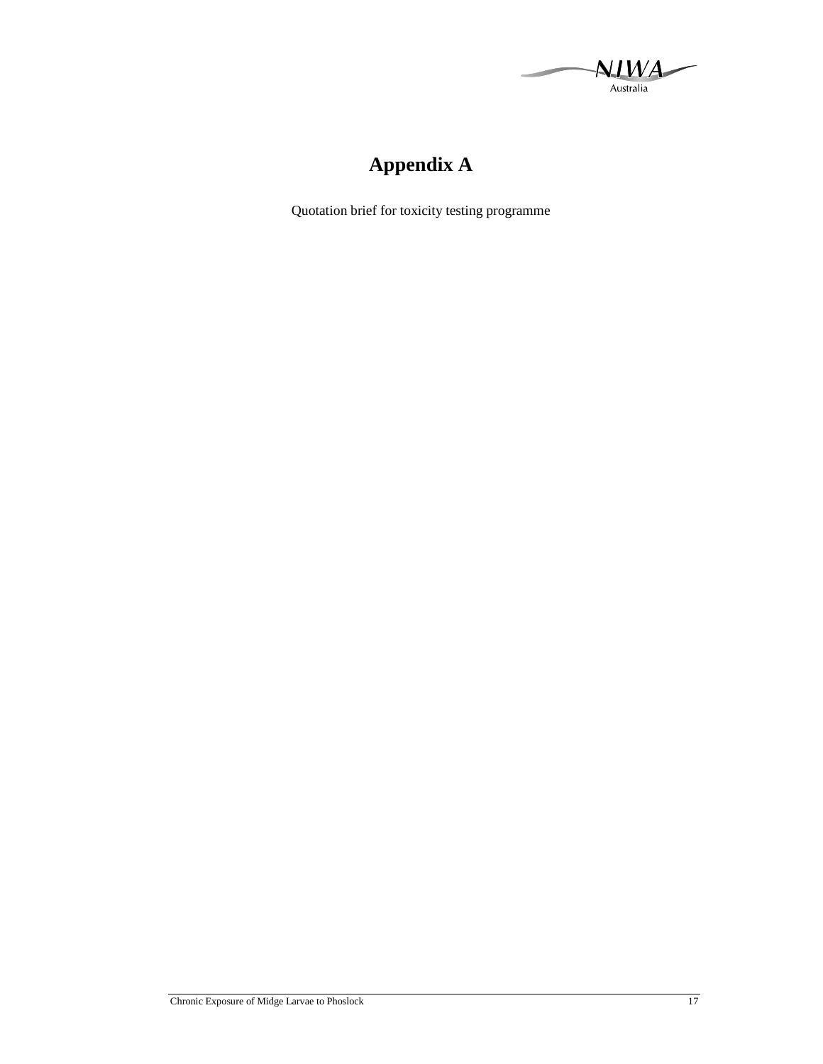# Appendix A

Quotation brief for toxicity testing programme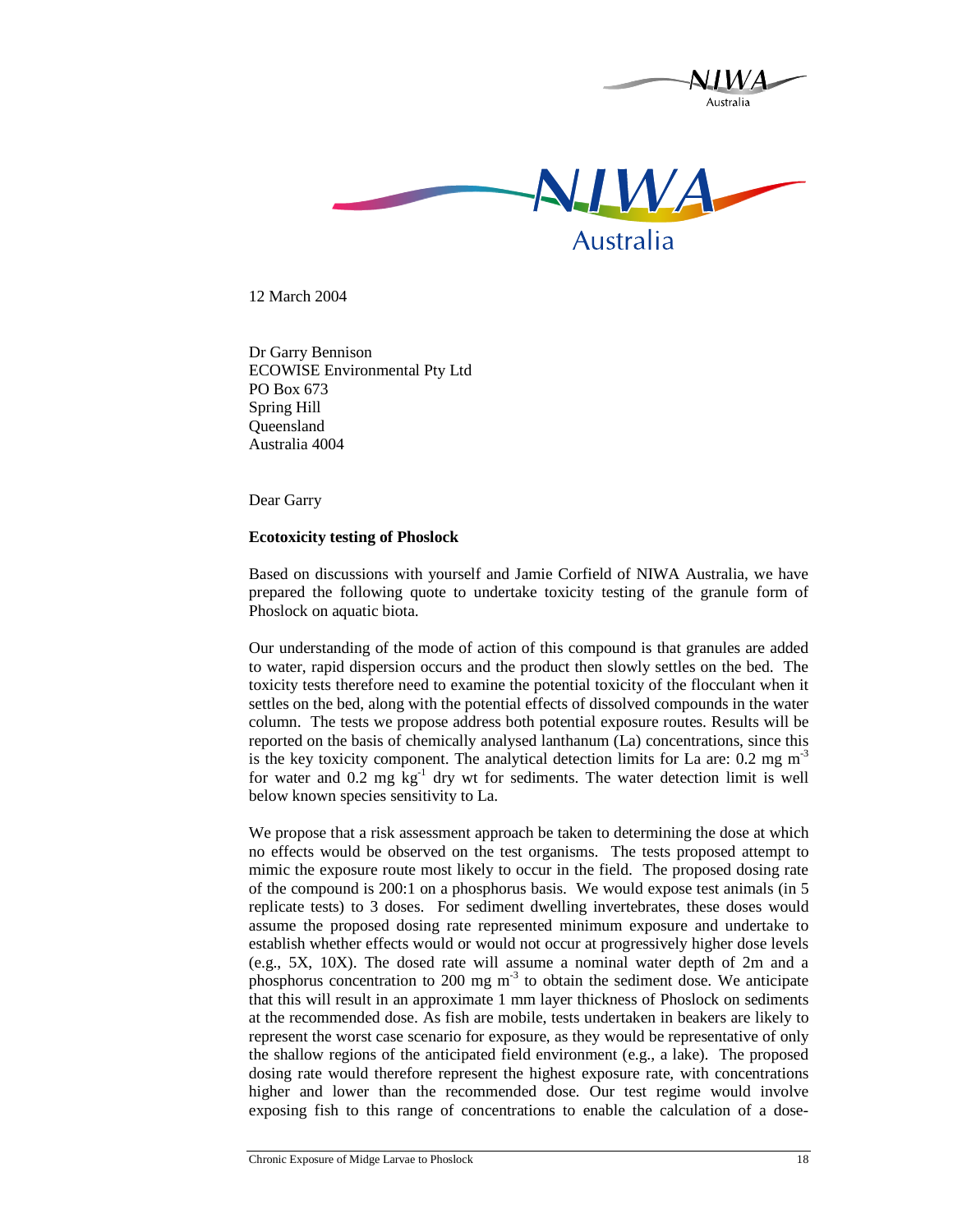12 March 2004

Dr Garry Bennison
ECOWISE Environmental Pty Ltd
PO Box 673
Spring Hill
Queensland
Australia 4004

Dear Garry

**Ecotoxicity testing of Phoslock**

Based on discussions with yourself and Jamie Corfield of NIWA Australia, we have prepared the following quote to undertake toxicity testing of the granule form of Phoslock on aquatic biota.

Our understanding of the mode of action of this compound is that granules are added to water, rapid dispersion occurs and the product then slowly settles on the bed. The toxicity tests therefore need to examine the potential toxicity of the flocculant when it settles on the bed, along with the potential effects of dissolved compounds in the water column. The tests we propose address both potential exposure routes. Results will be reported on the basis of chemically analysed lanthanum (La) concentrations, since this is the key toxicity component. The analytical detection limits for La are: 0.2 mg $m^{-3}$ for water and 0.2 mg $kg^{-1}$ dry wt for sediments. The water detection limit is well below known species sensitivity to La.

We propose that a risk assessment approach be taken to determining the dose at which no effects would be observed on the test organisms. The tests proposed attempt to mimic the exposure route most likely to occur in the field. The proposed dosing rate of the compound is 200:1 on a phosphorus basis. We would expose test animals (in 5 replicate tests) to 3 doses. For sediment dwelling invertebrates, these doses would assume the proposed dosing rate represented minimum exposure and undertake to establish whether effects would or would not occur at progressively higher dose levels (e.g., 5X, 10X). The dosed rate will assume a nominal water depth of 2m and a phosphorus concentration to 200 mg $m^{-3}$ to obtain the sediment dose. We anticipate that this will result in an approximate 1 mm layer thickness of Phoslock on sediments at the recommended dose. As fish are mobile, tests undertaken in beakers are likely to represent the worst case scenario for exposure, as they would be representative of only the shallow regions of the anticipated field environment (e.g., a lake). The proposed dosing rate would therefore represent the highest exposure rate, with concentrations higher and lower than the recommended dose. Our test regime would involve exposing fish to this range of concentrations to enable the calculation of a dose-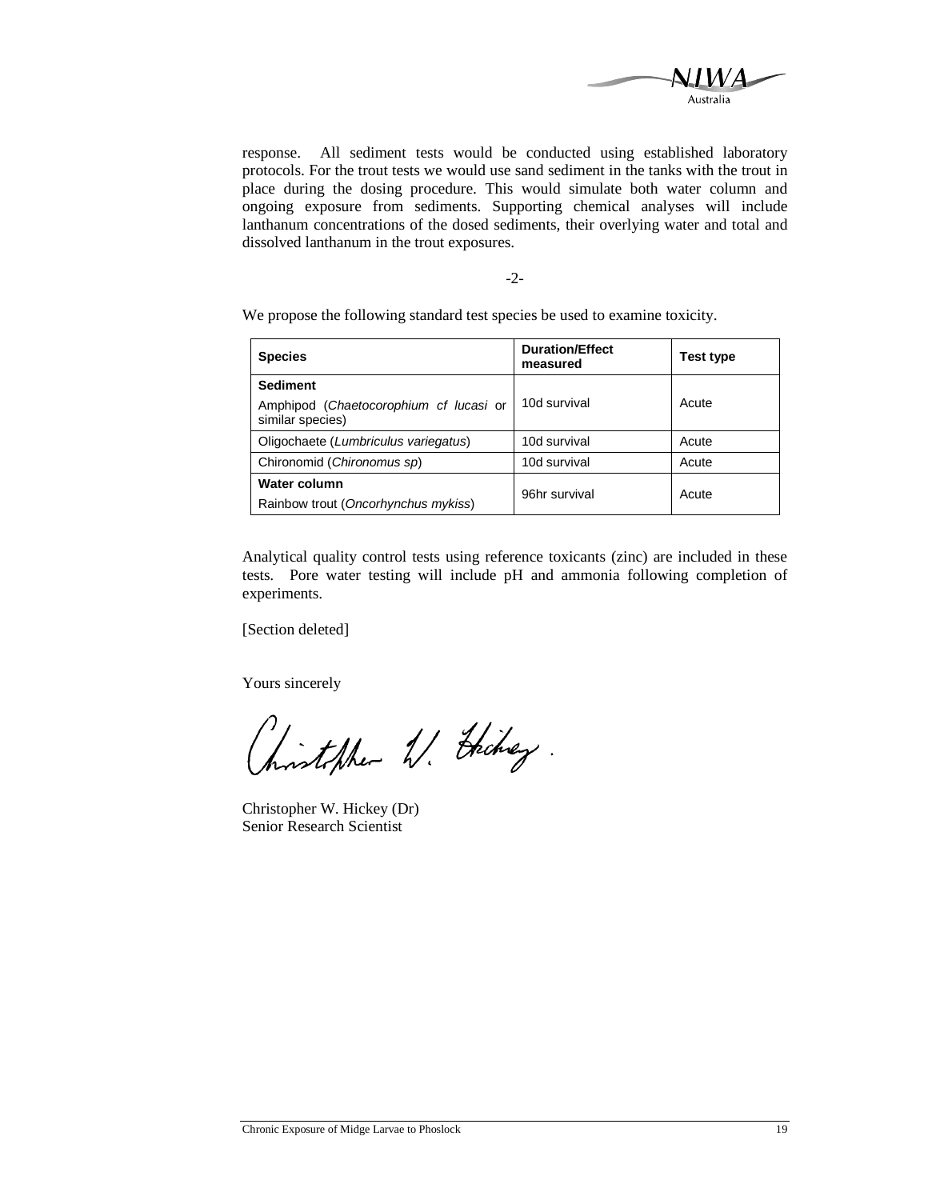response. All sediment tests would be conducted using established laboratory protocols. For the trout tests we would use sand sediment in the tanks with the trout in place during the dosing procedure. This would simulate both water column and ongoing exposure from sediments. Supporting chemical analyses will include lanthanum concentrations of the dosed sediments, their overlying water and total and dissolved lanthanum in the trout exposures.

-2-

We propose the following standard test species be used to examine toxicity.

| Species | Duration/Effect measured | Test type |
|---|---|---|
| **Sediment**<br>Amphipod (*Chaetocorophium cf lucasi* or similar species) | 10d survival | Acute |
| Oligochaete (*Lumbriculus variegatus*) | 10d survival | Acute |
| Chironomid (*Chironomus sp*) | 10d survival | Acute |
| **Water column**<br>Rainbow trout (*Oncorhynchus mykiss*) | 96hr survival | Acute |

Analytical quality control tests using reference toxicants (zinc) are included in these tests. Pore water testing will include pH and ammonia following completion of experiments.

[Section deleted]

Yours sincerely

Christopher W. Hickey (Dr)
Senior Research Scientist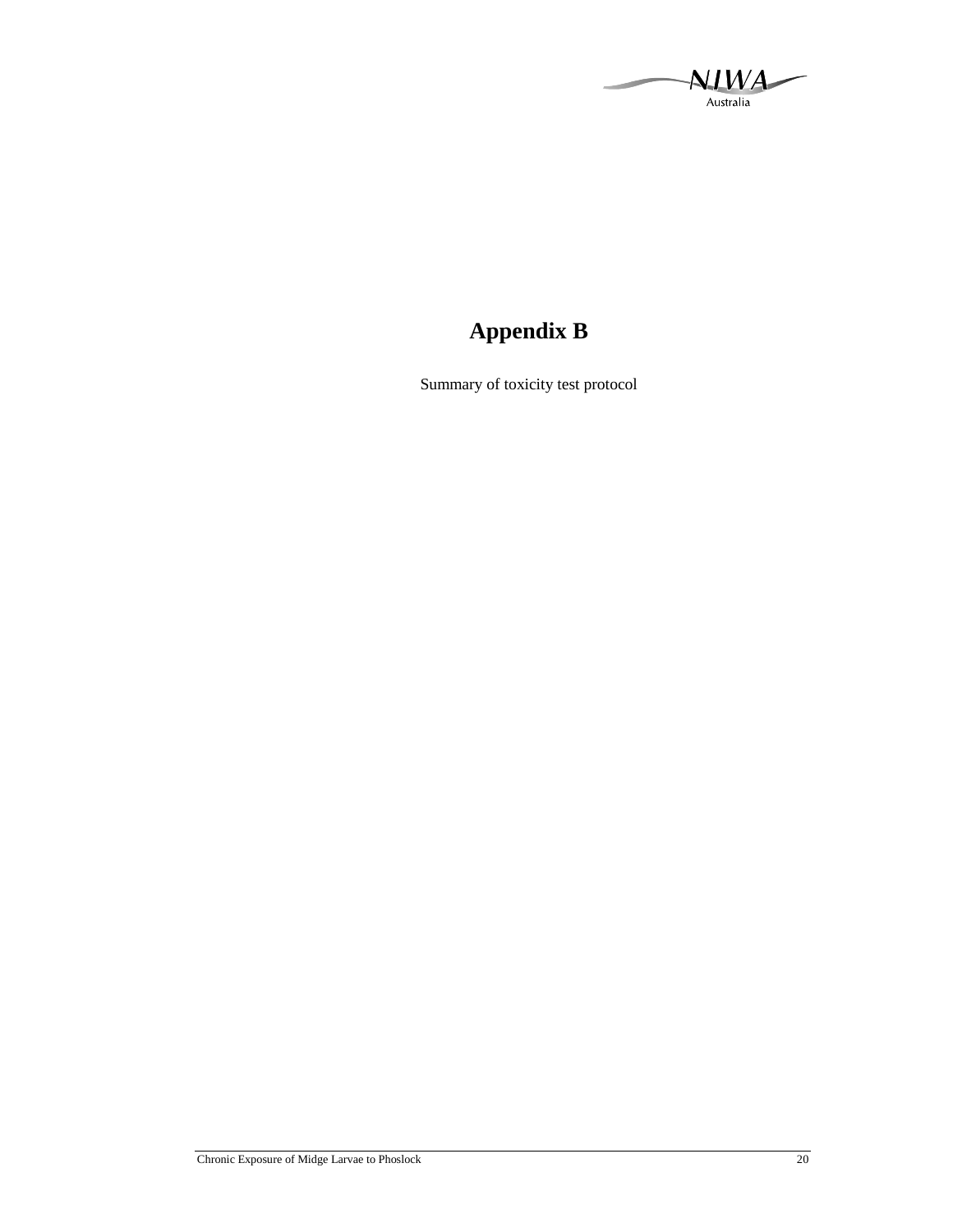# Appendix B

Summary of toxicity test protocol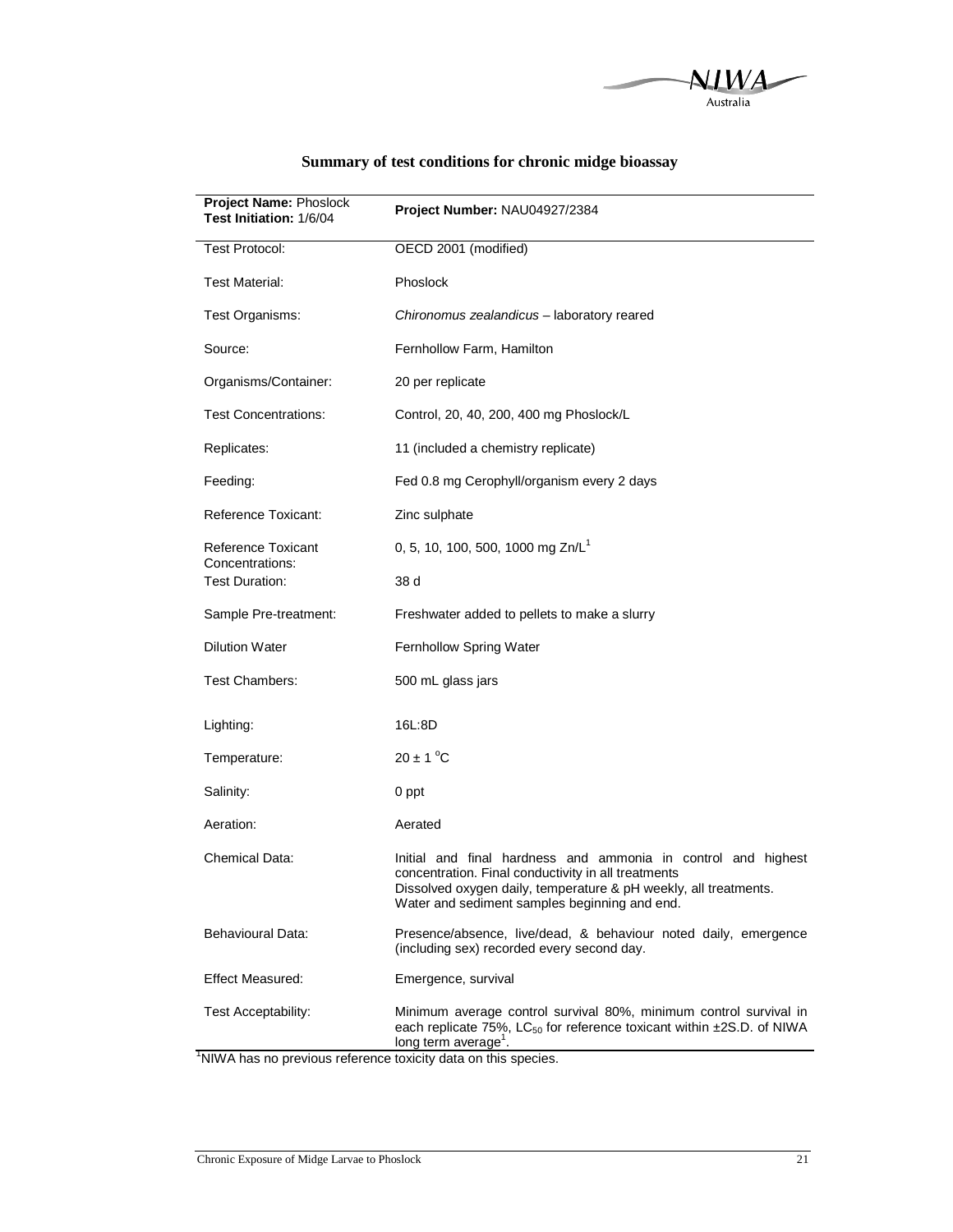## Summary of test conditions for chronic midge bioassay

| **Project Name:** Phoslock<br>**Test Initiation:** 1/6/04 | **Project Number:** NAU04927/2384 |
|---|---|
| Test Protocol: | OECD 2001 (modified) |
| Test Material: | Phoslock |
| Test Organisms: | *Chironomus zealandicus* – laboratory reared |
| Source: | Fernhollow Farm, Hamilton |
| Organisms/Container: | 20 per replicate |
| Test Concentrations: | Control, 20, 40, 200, 400 mg Phoslock/L |
| Replicates: | 11 (included a chemistry replicate) |
| Feeding: | Fed 0.8 mg Cerophyll/organism every 2 days |
| Reference Toxicant: | Zinc sulphate |
| Reference Toxicant Concentrations: | 0, 5, 10, 100, 500, 1000 mg Zn/L[1] |
| Test Duration: | 38 d |
| Sample Pre-treatment: | Freshwater added to pellets to make a slurry |
| Dilution Water | Fernhollow Spring Water |
| Test Chambers: | 500 mL glass jars |
| Lighting: | 16L:8D |
| Temperature: | 20 ± 1 °C |
| Salinity: | 0 ppt |
| Aeration: | Aerated |
| Chemical Data: | Initial and final hardness and ammonia in control and highest concentration. Final conductivity in all treatments<br>Dissolved oxygen daily, temperature & pH weekly, all treatments.<br>Water and sediment samples beginning and end. |
| Behavioural Data: | Presence/absence, live/dead, & behaviour noted daily, emergence (including sex) recorded every second day. |
| Effect Measured: | Emergence, survival |
| Test Acceptability: | Minimum average control survival 80%, minimum control survival in each replicate 75%, $LC_{50}$ for reference toxicant within ±2S.D. of NIWA long term average[1]. |

[1]NIWA has no previous reference toxicity data on this species.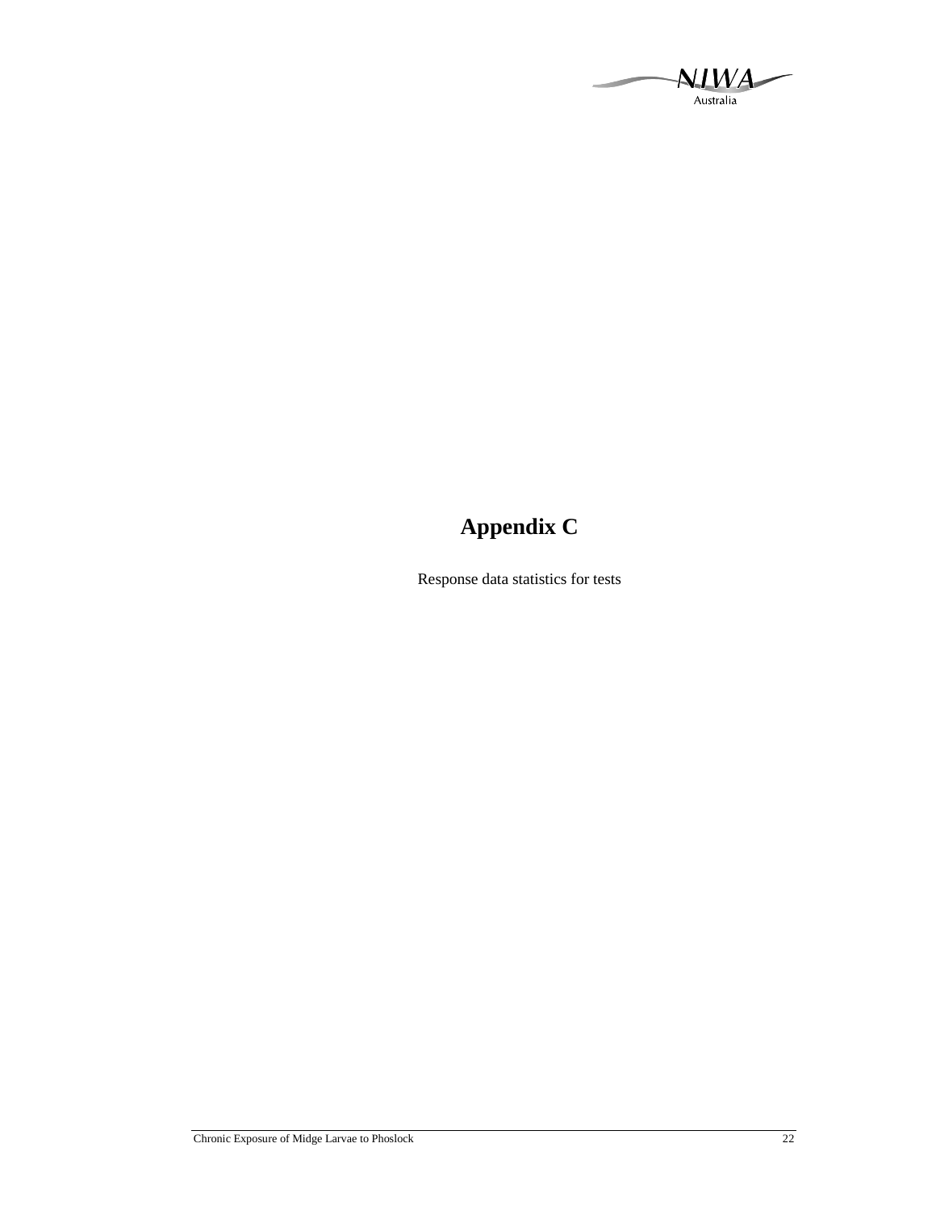# Appendix C

Response data statistics for tests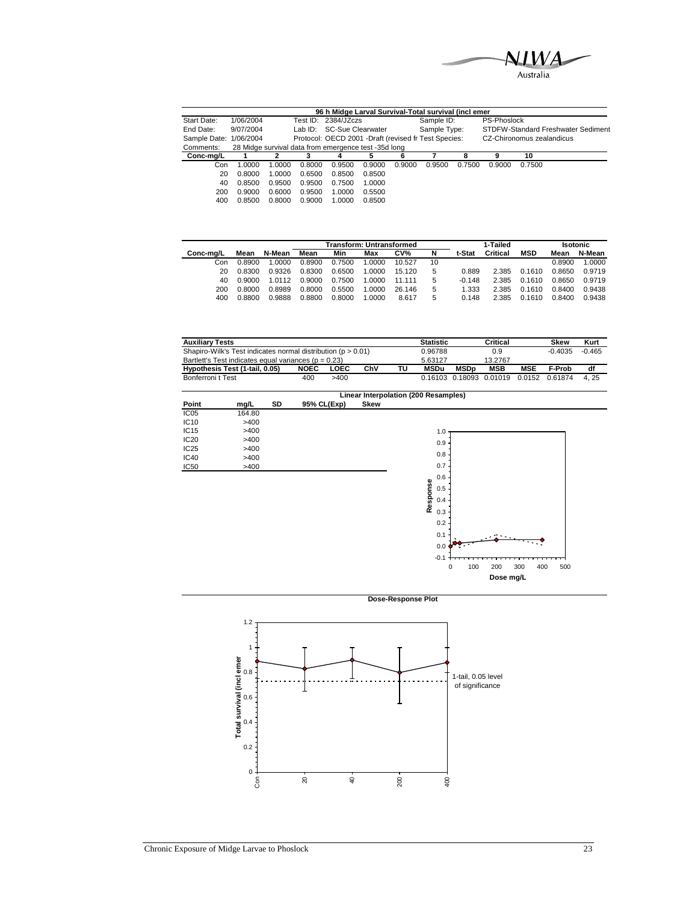**96 h Midge Larval Survival-Total survival (incl emer**

| Start Date: | 1/06/2004 | Test ID: | 2384/JZczs | Sample ID: | PS-Phoslock |
|---|---|---|---|---|---|
| End Date: | 9/07/2004 | Lab ID: | SC-Sue Clearwater | Sample Type: | STDFW-Standard Freshwater Sediment |
| Sample Date: | 1/06/2004 | Protocol: | OECD 2001 -Draft (revised fr | Test Species: | CZ-Chironomus zealandicus |
| Comments: | 28 Midge survival data from emergence test -35d long | | | | |

| Conc-mg/L | 1 | 2 | 3 | 4 | 5 | 6 | 7 | 8 | 9 | 10 |
|---|---|---|---|---|---|---|---|---|---|---|
| Con | 1.0000 | 1.0000 | 0.8000 | 0.9500 | 0.9000 | 0.9000 | 0.9500 | 0.7500 | 0.9000 | 0.7500 |
| 20 | 0.8000 | 1.0000 | 0.6500 | 0.8500 | 0.8500 | | | | | |
| 40 | 0.8500 | 0.9500 | 0.9500 | 0.7500 | 1.0000 | | | | | |
| 200 | 0.9000 | 0.6000 | 0.9500 | 1.0000 | 0.5500 | | | | | |
| 400 | 0.8500 | 0.8000 | 0.9000 | 1.0000 | 0.8500 | | | | | |

| | | | Transform: Untransformed | | | | | | 1-Tailed | | Isotonic | |
|---|---|---|---|---|---|---|---|---|---|---|---|---|
| Conc-mg/L | Mean | N-Mean | Mean | Min | Max | CV% | N | t-Stat | Critical | MSD | Mean | N-Mean |
| Con | 0.8900 | 1.0000 | 0.8900 | 0.7500 | 1.0000 | 10.527 | 10 | | | | 0.8900 | 1.0000 |
| 20 | 0.8300 | 0.9326 | 0.8300 | 0.6500 | 1.0000 | 15.120 | 5 | 0.889 | 2.385 | 0.1610 | 0.8650 | 0.9719 |
| 40 | 0.9000 | 1.0112 | 0.9000 | 0.7500 | 1.0000 | 11.111 | 5 | -0.148 | 2.385 | 0.1610 | 0.8650 | 0.9719 |
| 200 | 0.8000 | 0.8989 | 0.8000 | 0.5500 | 1.0000 | 26.146 | 5 | 1.333 | 2.385 | 0.1610 | 0.8400 | 0.9438 |
| 400 | 0.8800 | 0.9888 | 0.8800 | 0.8000 | 1.0000 | 8.617 | 5 | 0.148 | 2.385 | 0.1610 | 0.8400 | 0.9438 |

| Auxiliary Tests | | | | | Statistic | | Critical | | Skew | Kurt |
|---|---|---|---|---|---|---|---|---|---|---|
| Shapiro-Wilk's Test indicates normal distribution (p > 0.01) | | | | | 0.96788 | | 0.9 | | -0.4035 | -0.465 |
| Bartlett's Test indicates equal variances (p = 0.23) | | | | | 5.63127 | | 13.2767 | | | |
| **Hypothesis Test (1-tail, 0.05)** | **NOEC** | **LOEC** | **ChV** | **TU** | **MSDu** | **MSDp** | **MSB** | **MSE** | **F-Prob** | **df** |
| Bonferroni t Test | 400 | >400 | | | 0.16103 | 0.18093 | 0.01019 | 0.0152 | 0.61874 | 4, 25 |

**Linear Interpolation (200 Resamples)**

| Point | mg/L | SD | 95% CL(Exp) | Skew |
|---|---|---|---|---|
| IC05 | 164.80 | | | |
| IC10 | >400 | | | |
| IC15 | >400 | | | |
| IC20 | >400 | | | |
| IC25 | >400 | | | |
| IC40 | >400 | | | |
| IC50 | >400 | | | |

**Dose-Response Plot**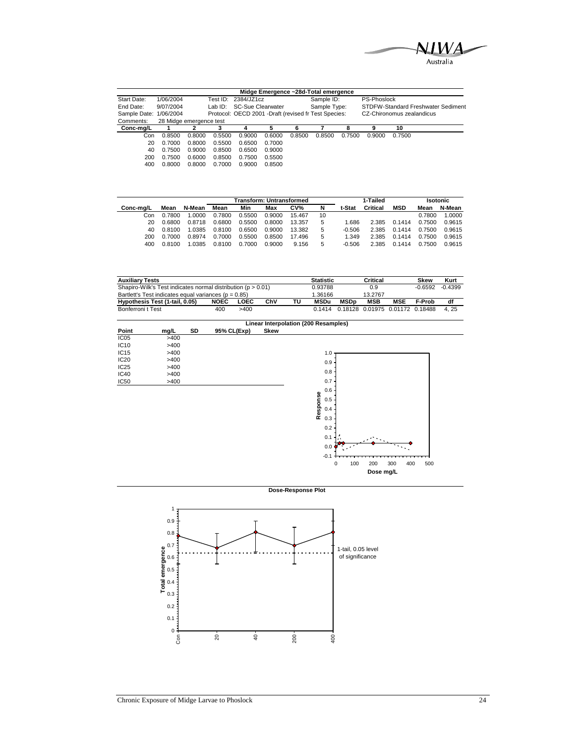## Midge Emergence ~28d-Total emergence

| | | | | | |
|---|---|---|---|---|---|
| Start Date: | 1/06/2004 | Test ID: | 2384/JZ1cz | Sample ID: | PS-Phoslock |
| End Date: | 9/07/2004 | Lab ID: | SC-Sue Clearwater | Sample Type: | STDFW-Standard Freshwater Sediment |
| Sample Date: | 1/06/2004 | Protocol: | OECD 2001 -Draft (revised fr | Test Species: | CZ-Chironomus zealandicus |
| Comments: | 28 Midge emergence test | | | | |

| Conc-mg/L | 1 | 2 | 3 | 4 | 5 | 6 | 7 | 8 | 9 | 10 |
|---|---|---|---|---|---|---|---|---|---|---|
| Con | 0.8500 | 0.8000 | 0.5500 | 0.9000 | 0.6000 | 0.8500 | 0.8500 | 0.7500 | 0.9000 | 0.7500 |
| 20 | 0.7000 | 0.8000 | 0.5500 | 0.6500 | 0.7000 | | | | | |
| 40 | 0.7500 | 0.9000 | 0.8500 | 0.6500 | 0.9000 | | | | | |
| 200 | 0.7500 | 0.6000 | 0.8500 | 0.7500 | 0.5500 | | | | | |
| 400 | 0.8000 | 0.8000 | 0.7000 | 0.9000 | 0.8500 | | | | | |

| | | | Transform: Untransformed | | | | | | 1-Tailed | | Isotonic | |
|---|---|---|---|---|---|---|---|---|---|---|---|---|
| Conc-mg/L | Mean | N-Mean | Mean | Min | Max | CV% | N | t-Stat | Critical | MSD | Mean | N-Mean |
| Con | 0.7800 | 1.0000 | 0.7800 | 0.5500 | 0.9000 | 15.467 | 10 | | | | 0.7800 | 1.0000 |
| 20 | 0.6800 | 0.8718 | 0.6800 | 0.5500 | 0.8000 | 13.357 | 5 | 1.686 | 2.385 | 0.1414 | 0.7500 | 0.9615 |
| 40 | 0.8100 | 1.0385 | 0.8100 | 0.6500 | 0.9000 | 13.382 | 5 | -0.506 | 2.385 | 0.1414 | 0.7500 | 0.9615 |
| 200 | 0.7000 | 0.8974 | 0.7000 | 0.5500 | 0.8500 | 17.496 | 5 | 1.349 | 2.385 | 0.1414 | 0.7500 | 0.9615 |
| 400 | 0.8100 | 1.0385 | 0.8100 | 0.7000 | 0.9000 | 9.156 | 5 | -0.506 | 2.385 | 0.1414 | 0.7500 | 0.9615 |

| Auxiliary Tests | | | | | Statistic | | Critical | | Skew | Kurt |
|---|---|---|---|---|---|---|---|---|---|---|
| Shapiro-Wilk's Test indicates normal distribution (p > 0.01) | | | | | 0.93788 | | 0.9 | | -0.6592 | -0.4399 |
| Bartlett's Test indicates equal variances (p = 0.85) | | | | | 1.36166 | | 13.2767 | | | |
| **Hypothesis Test (1-tail, 0.05)** | **NOEC** | **LOEC** | **ChV** | **TU** | **MSDu** | **MSDp** | **MSB** | **MSE** | **F-Prob** | **df** |
| Bonferroni t Test | 400 | >400 | | | 0.1414 | 0.18128 | 0.01975 | 0.01172 | 0.18488 | 4, 25 |

### Linear Interpolation (200 Resamples)

| Point | mg/L | SD | 95% CL(Exp) | Skew |
|---|---|---|---|---|
| IC05 | >400 | | | |
| IC10 | >400 | | | |
| IC15 | >400 | | | |
| IC20 | >400 | | | |
| IC25 | >400 | | | |
| IC40 | >400 | | | |
| IC50 | >400 | | | |

### Dose-Response Plot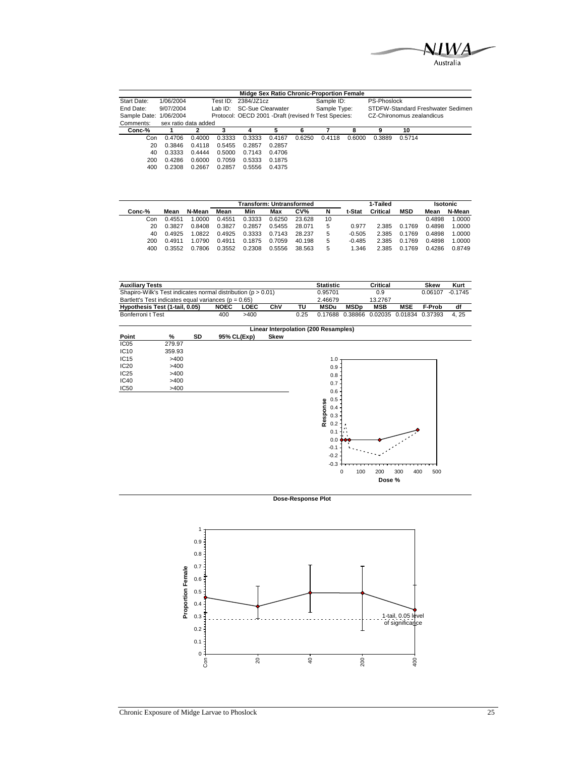NIWA Australia

## Midge Sex Ratio Chronic-Proportion Female

| | | | | | | | | | | |
|---|---|---|---|---|---|---|---|---|---|---|
| Start Date: | 1/06/2004 | | Test ID: | 2384/JZ1cz | | | Sample ID: | | PS-Phoslock | |
| End Date: | 9/07/2004 | | Lab ID: | SC-Sue Clearwater | | | Sample Type: | | STDFW-Standard Freshwater Sedimen | |
| Sample Date: | 1/06/2004 | | Protocol: | OECD 2001 -Draft (revised fr | | | Test Species: | | CZ-Chironomus zealandicus | |
| Comments: | sex ratio data added | | | | | | | | | |

| Conc-% | 1 | 2 | 3 | 4 | 5 | 6 | 7 | 8 | 9 | 10 |
|---|---|---|---|---|---|---|---|---|---|---|
| Con | 0.4706 | 0.4000 | 0.3333 | 0.3333 | 0.4167 | 0.6250 | 0.4118 | 0.6000 | 0.3889 | 0.5714 |
| 20 | 0.3846 | 0.4118 | 0.5455 | 0.2857 | 0.2857 | | | | | |
| 40 | 0.3333 | 0.4444 | 0.5000 | 0.7143 | 0.4706 | | | | | |
| 200 | 0.4286 | 0.6000 | 0.7059 | 0.5333 | 0.1875 | | | | | |
| 400 | 0.2308 | 0.2667 | 0.2857 | 0.5556 | 0.4375 | | | | | |

| | | | Transform: Untransformed | | | | | | 1-Tailed | | Isotonic | |
|---|---|---|---|---|---|---|---|---|---|---|---|---|
| Conc-% | Mean | N-Mean | Mean | Min | Max | CV% | N | t-Stat | Critical | MSD | Mean | N-Mean |
| Con | 0.4551 | 1.0000 | 0.4551 | 0.3333 | 0.6250 | 23.628 | 10 | | | | 0.4898 | 1.0000 |
| 20 | 0.3827 | 0.8408 | 0.3827 | 0.2857 | 0.5455 | 28.071 | 5 | 0.977 | 2.385 | 0.1769 | 0.4898 | 1.0000 |
| 40 | 0.4925 | 1.0822 | 0.4925 | 0.3333 | 0.7143 | 28.237 | 5 | -0.505 | 2.385 | 0.1769 | 0.4898 | 1.0000 |
| 200 | 0.4911 | 1.0790 | 0.4911 | 0.1875 | 0.7059 | 40.198 | 5 | -0.485 | 2.385 | 0.1769 | 0.4898 | 1.0000 |
| 400 | 0.3552 | 0.7806 | 0.3552 | 0.2308 | 0.5556 | 38.563 | 5 | 1.346 | 2.385 | 0.1769 | 0.4286 | 0.8749 |

| Auxiliary Tests | | | | | Statistic | | Critical | | Skew | Kurt |
|---|---|---|---|---|---|---|---|---|---|---|
| Shapiro-Wilk's Test indicates normal distribution (p > 0.01) | | | | | 0.95701 | | 0.9 | | 0.06107 | -0.1745 |
| Bartlett's Test indicates equal variances (p = 0.65) | | | | | 2.46679 | | 13.2767 | | | |
| **Hypothesis Test (1-tail, 0.05)** | **NOEC** | **LOEC** | **ChV** | **TU** | **MSDu** | **MSDp** | **MSB** | **MSE** | **F-Prob** | **df** |
| Bonferroni t Test | 400 | >400 | | 0.25 | 0.17688 | 0.38866 | 0.02035 | 0.01834 | 0.37393 | 4, 25 |

**Linear Interpolation (200 Resamples)**

| Point | % | SD | 95% CL(Exp) | Skew |
|---|---|---|---|---|
| IC05 | 279.97 | | | |
| IC10 | 359.93 | | | |
| IC15 | >400 | | | |
| IC20 | >400 | | | |
| IC25 | >400 | | | |
| IC40 | >400 | | | |
| IC50 | >400 | | | |

Response
Dose %

**Dose-Response Plot**

Proportion Female
1-tail, 0.05 level of significance
Con 20 40 200 400